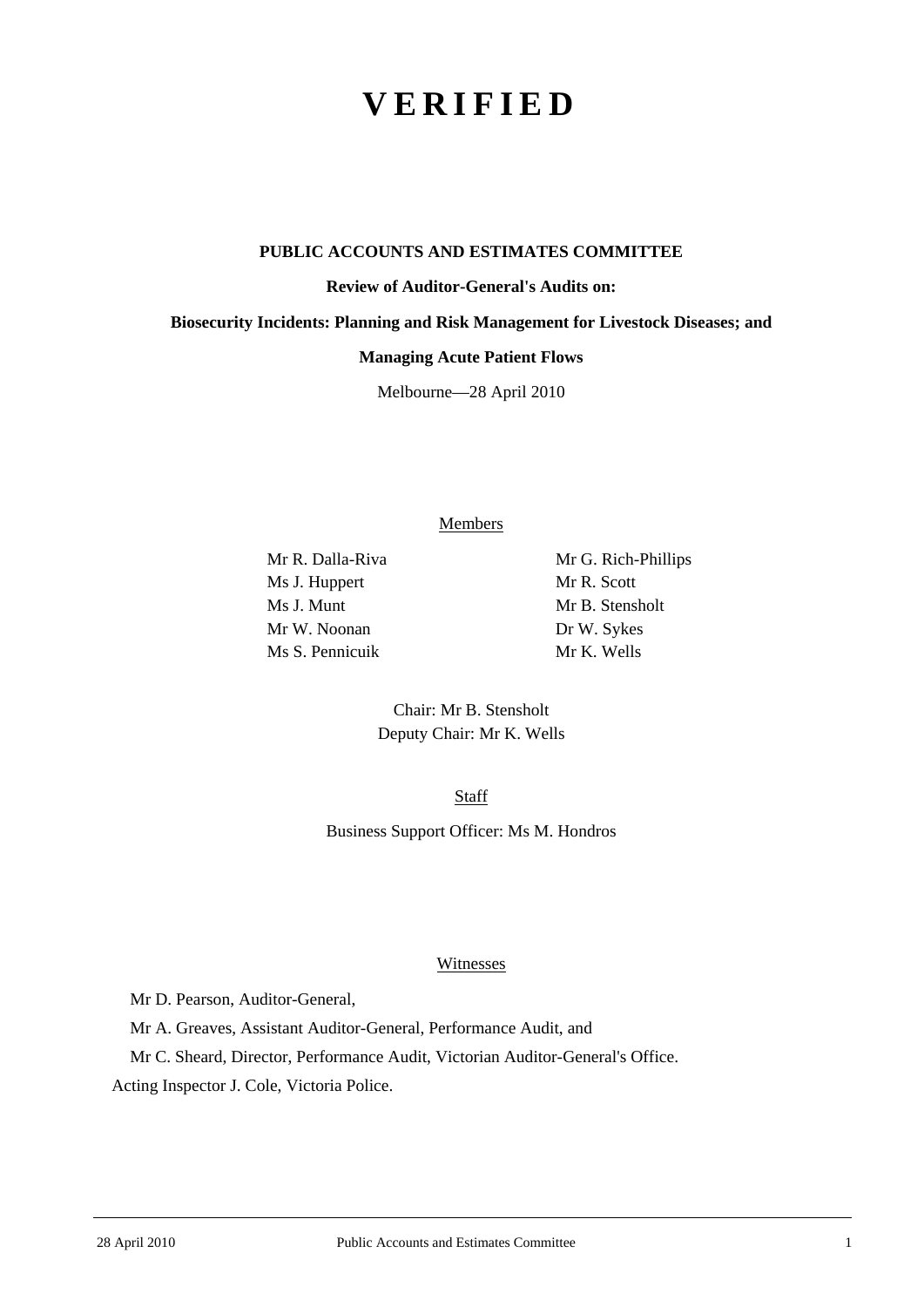# VERIFIED

**PUBLIC ACCOUNTS AND ESTIMATES COMMITTEE**

**Review of Auditor-General's Audits on:**

**Biosecurity Incidents: Planning and Risk Management for Livestock Diseases; and**

**Managing Acute Patient Flows**

Melbourne—28 April 2010

Members

| | |
|---|---|
| Mr R. Dalla-Riva | Mr G. Rich-Phillips |
| Ms J. Huppert | Mr R. Scott |
| Ms J. Munt | Mr B. Stensholt |
| Mr W. Noonan | Dr W. Sykes |
| Ms S. Pennicuik | Mr K. Wells |

Chair: Mr B. Stensholt
Deputy Chair: Mr K. Wells

Staff

Business Support Officer: Ms M. Hondros

Witnesses

Mr D. Pearson, Auditor-General,

Mr A. Greaves, Assistant Auditor-General, Performance Audit, and

Mr C. Sheard, Director, Performance Audit, Victorian Auditor-General's Office.

Acting Inspector J. Cole, Victoria Police.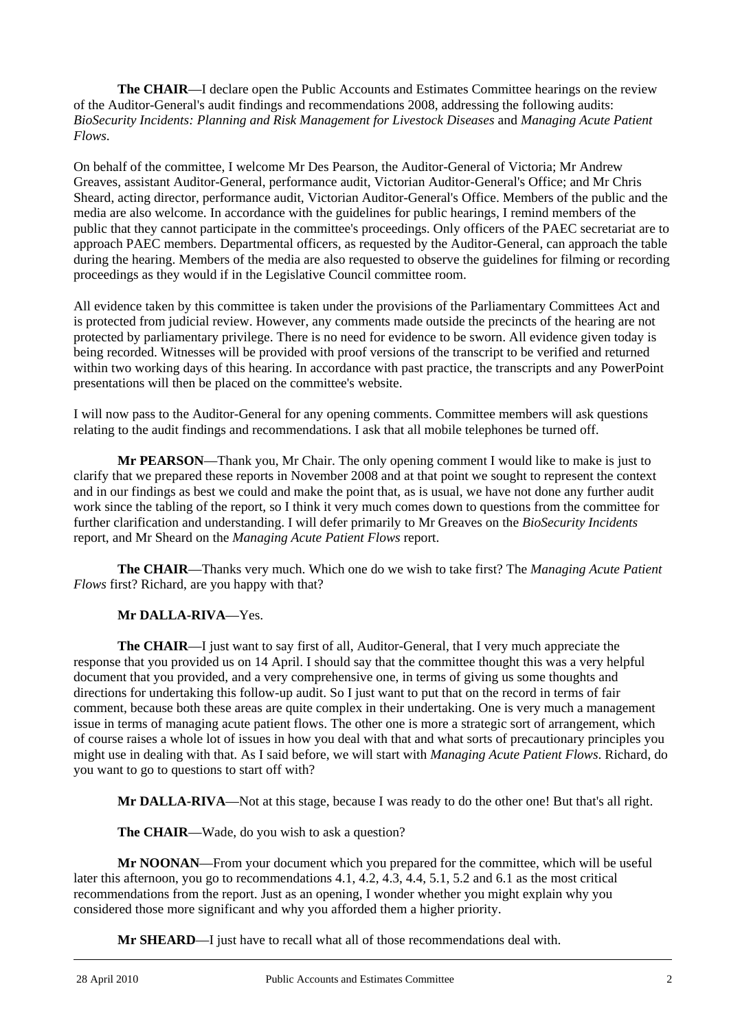**The CHAIR**—I declare open the Public Accounts and Estimates Committee hearings on the review of the Auditor-General's audit findings and recommendations 2008, addressing the following audits: *BioSecurity Incidents: Planning and Risk Management for Livestock Diseases* and *Managing Acute Patient Flows*.

On behalf of the committee, I welcome Mr Des Pearson, the Auditor-General of Victoria; Mr Andrew Greaves, assistant Auditor-General, performance audit, Victorian Auditor-General's Office; and Mr Chris Sheard, acting director, performance audit, Victorian Auditor-General's Office. Members of the public and the media are also welcome. In accordance with the guidelines for public hearings, I remind members of the public that they cannot participate in the committee's proceedings. Only officers of the PAEC secretariat are to approach PAEC members. Departmental officers, as requested by the Auditor-General, can approach the table during the hearing. Members of the media are also requested to observe the guidelines for filming or recording proceedings as they would if in the Legislative Council committee room.

All evidence taken by this committee is taken under the provisions of the Parliamentary Committees Act and is protected from judicial review. However, any comments made outside the precincts of the hearing are not protected by parliamentary privilege. There is no need for evidence to be sworn. All evidence given today is being recorded. Witnesses will be provided with proof versions of the transcript to be verified and returned within two working days of this hearing. In accordance with past practice, the transcripts and any PowerPoint presentations will then be placed on the committee's website.

I will now pass to the Auditor-General for any opening comments. Committee members will ask questions relating to the audit findings and recommendations. I ask that all mobile telephones be turned off.

**Mr PEARSON**—Thank you, Mr Chair. The only opening comment I would like to make is just to clarify that we prepared these reports in November 2008 and at that point we sought to represent the context and in our findings as best we could and make the point that, as is usual, we have not done any further audit work since the tabling of the report, so I think it very much comes down to questions from the committee for further clarification and understanding. I will defer primarily to Mr Greaves on the *BioSecurity Incidents* report, and Mr Sheard on the *Managing Acute Patient Flows* report.

**The CHAIR**—Thanks very much. Which one do we wish to take first? The *Managing Acute Patient Flows* first? Richard, are you happy with that?

**Mr DALLA-RIVA**—Yes.

**The CHAIR**—I just want to say first of all, Auditor-General, that I very much appreciate the response that you provided us on 14 April. I should say that the committee thought this was a very helpful document that you provided, and a very comprehensive one, in terms of giving us some thoughts and directions for undertaking this follow-up audit. So I just want to put that on the record in terms of fair comment, because both these areas are quite complex in their undertaking. One is very much a management issue in terms of managing acute patient flows. The other one is more a strategic sort of arrangement, which of course raises a whole lot of issues in how you deal with that and what sorts of precautionary principles you might use in dealing with that. As I said before, we will start with *Managing Acute Patient Flows*. Richard, do you want to go to questions to start off with?

**Mr DALLA-RIVA**—Not at this stage, because I was ready to do the other one! But that's all right.

**The CHAIR**—Wade, do you wish to ask a question?

**Mr NOONAN**—From your document which you prepared for the committee, which will be useful later this afternoon, you go to recommendations 4.1, 4.2, 4.3, 4.4, 5.1, 5.2 and 6.1 as the most critical recommendations from the report. Just as an opening, I wonder whether you might explain why you considered those more significant and why you afforded them a higher priority.

**Mr SHEARD**—I just have to recall what all of those recommendations deal with.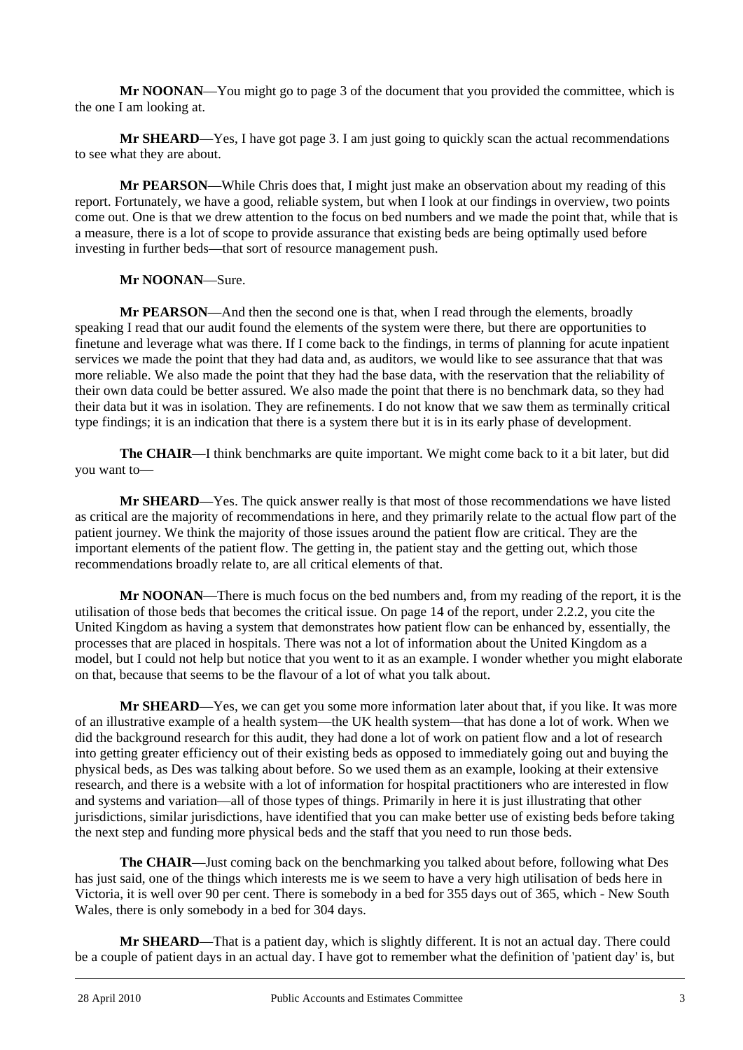**Mr NOONAN**—You might go to page 3 of the document that you provided the committee, which is the one I am looking at.

**Mr SHEARD**—Yes, I have got page 3. I am just going to quickly scan the actual recommendations to see what they are about.

**Mr PEARSON**—While Chris does that, I might just make an observation about my reading of this report. Fortunately, we have a good, reliable system, but when I look at our findings in overview, two points come out. One is that we drew attention to the focus on bed numbers and we made the point that, while that is a measure, there is a lot of scope to provide assurance that existing beds are being optimally used before investing in further beds—that sort of resource management push.

**Mr NOONAN**—Sure.

**Mr PEARSON**—And then the second one is that, when I read through the elements, broadly speaking I read that our audit found the elements of the system were there, but there are opportunities to finetune and leverage what was there. If I come back to the findings, in terms of planning for acute inpatient services we made the point that they had data and, as auditors, we would like to see assurance that that was more reliable. We also made the point that they had the base data, with the reservation that the reliability of their own data could be better assured. We also made the point that there is no benchmark data, so they had their data but it was in isolation. They are refinements. I do not know that we saw them as terminally critical type findings; it is an indication that there is a system there but it is in its early phase of development.

**The CHAIR**—I think benchmarks are quite important. We might come back to it a bit later, but did you want to—

**Mr SHEARD**—Yes. The quick answer really is that most of those recommendations we have listed as critical are the majority of recommendations in here, and they primarily relate to the actual flow part of the patient journey. We think the majority of those issues around the patient flow are critical. They are the important elements of the patient flow. The getting in, the patient stay and the getting out, which those recommendations broadly relate to, are all critical elements of that.

**Mr NOONAN**—There is much focus on the bed numbers and, from my reading of the report, it is the utilisation of those beds that becomes the critical issue. On page 14 of the report, under 2.2.2, you cite the United Kingdom as having a system that demonstrates how patient flow can be enhanced by, essentially, the processes that are placed in hospitals. There was not a lot of information about the United Kingdom as a model, but I could not help but notice that you went to it as an example. I wonder whether you might elaborate on that, because that seems to be the flavour of a lot of what you talk about.

**Mr SHEARD**—Yes, we can get you some more information later about that, if you like. It was more of an illustrative example of a health system—the UK health system—that has done a lot of work. When we did the background research for this audit, they had done a lot of work on patient flow and a lot of research into getting greater efficiency out of their existing beds as opposed to immediately going out and buying the physical beds, as Des was talking about before. So we used them as an example, looking at their extensive research, and there is a website with a lot of information for hospital practitioners who are interested in flow and systems and variation—all of those types of things. Primarily in here it is just illustrating that other jurisdictions, similar jurisdictions, have identified that you can make better use of existing beds before taking the next step and funding more physical beds and the staff that you need to run those beds.

**The CHAIR**—Just coming back on the benchmarking you talked about before, following what Des has just said, one of the things which interests me is we seem to have a very high utilisation of beds here in Victoria, it is well over 90 per cent. There is somebody in a bed for 355 days out of 365, which - New South Wales, there is only somebody in a bed for 304 days.

**Mr SHEARD**—That is a patient day, which is slightly different. It is not an actual day. There could be a couple of patient days in an actual day. I have got to remember what the definition of 'patient day' is, but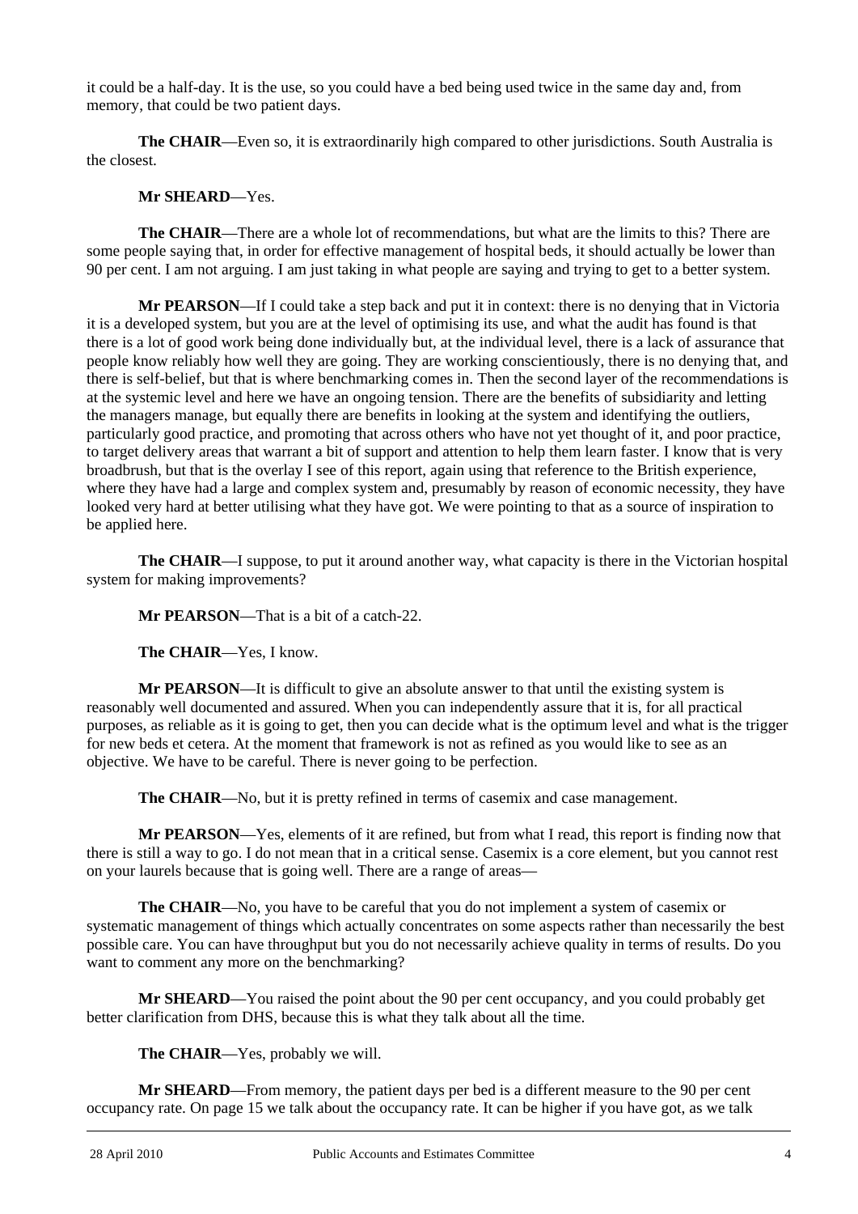it could be a half-day. It is the use, so you could have a bed being used twice in the same day and, from memory, that could be two patient days.

**The CHAIR**—Even so, it is extraordinarily high compared to other jurisdictions. South Australia is the closest.

**Mr SHEARD**—Yes.

**The CHAIR**—There are a whole lot of recommendations, but what are the limits to this? There are some people saying that, in order for effective management of hospital beds, it should actually be lower than 90 per cent. I am not arguing. I am just taking in what people are saying and trying to get to a better system.

**Mr PEARSON**—If I could take a step back and put it in context: there is no denying that in Victoria it is a developed system, but you are at the level of optimising its use, and what the audit has found is that there is a lot of good work being done individually but, at the individual level, there is a lack of assurance that people know reliably how well they are going. They are working conscientiously, there is no denying that, and there is self-belief, but that is where benchmarking comes in. Then the second layer of the recommendations is at the systemic level and here we have an ongoing tension. There are the benefits of subsidiarity and letting the managers manage, but equally there are benefits in looking at the system and identifying the outliers, particularly good practice, and promoting that across others who have not yet thought of it, and poor practice, to target delivery areas that warrant a bit of support and attention to help them learn faster. I know that is very broadbrush, but that is the overlay I see of this report, again using that reference to the British experience, where they have had a large and complex system and, presumably by reason of economic necessity, they have looked very hard at better utilising what they have got. We were pointing to that as a source of inspiration to be applied here.

**The CHAIR**—I suppose, to put it around another way, what capacity is there in the Victorian hospital system for making improvements?

**Mr PEARSON**—That is a bit of a catch-22.

**The CHAIR**—Yes, I know.

**Mr PEARSON**—It is difficult to give an absolute answer to that until the existing system is reasonably well documented and assured. When you can independently assure that it is, for all practical purposes, as reliable as it is going to get, then you can decide what is the optimum level and what is the trigger for new beds et cetera. At the moment that framework is not as refined as you would like to see as an objective. We have to be careful. There is never going to be perfection.

**The CHAIR**—No, but it is pretty refined in terms of casemix and case management.

**Mr PEARSON**—Yes, elements of it are refined, but from what I read, this report is finding now that there is still a way to go. I do not mean that in a critical sense. Casemix is a core element, but you cannot rest on your laurels because that is going well. There are a range of areas—

**The CHAIR**—No, you have to be careful that you do not implement a system of casemix or systematic management of things which actually concentrates on some aspects rather than necessarily the best possible care. You can have throughput but you do not necessarily achieve quality in terms of results. Do you want to comment any more on the benchmarking?

**Mr SHEARD**—You raised the point about the 90 per cent occupancy, and you could probably get better clarification from DHS, because this is what they talk about all the time.

**The CHAIR**—Yes, probably we will.

**Mr SHEARD**—From memory, the patient days per bed is a different measure to the 90 per cent occupancy rate. On page 15 we talk about the occupancy rate. It can be higher if you have got, as we talk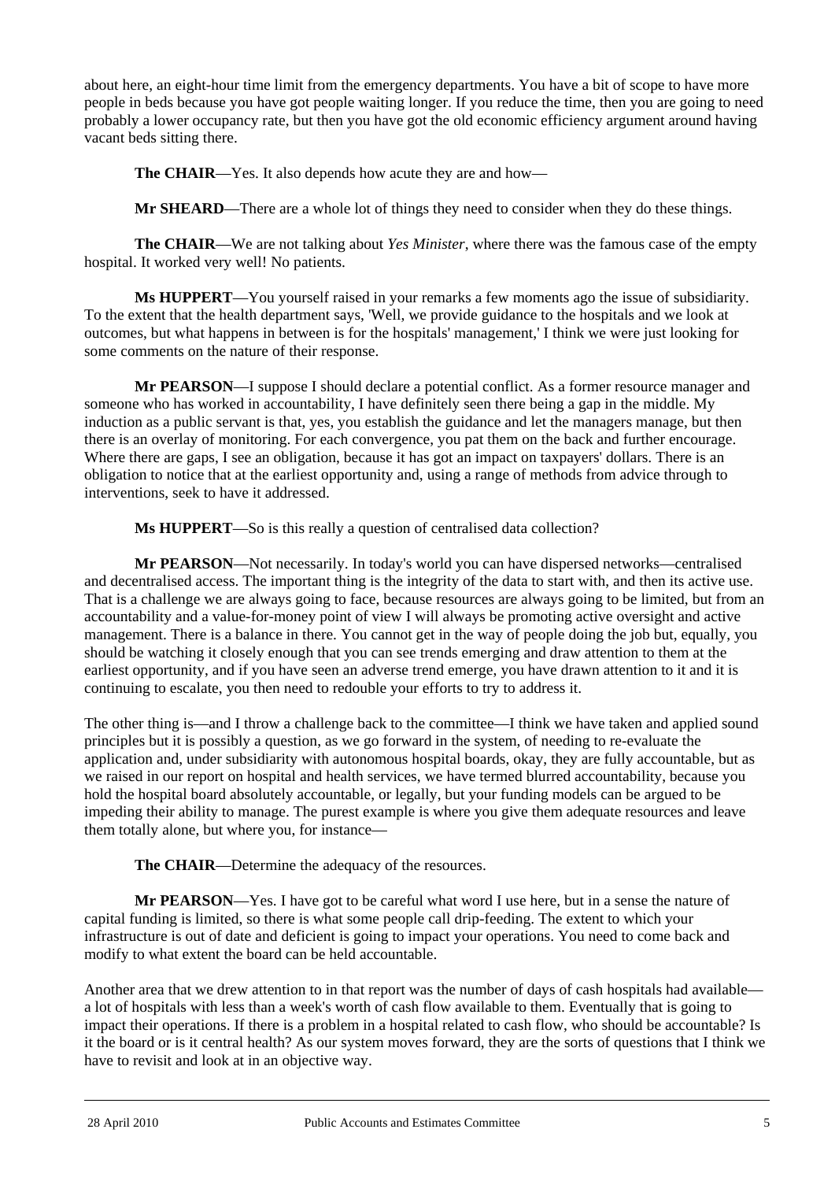about here, an eight-hour time limit from the emergency departments. You have a bit of scope to have more people in beds because you have got people waiting longer. If you reduce the time, then you are going to need probably a lower occupancy rate, but then you have got the old economic efficiency argument around having vacant beds sitting there.

**The CHAIR**—Yes. It also depends how acute they are and how—

**Mr SHEARD**—There are a whole lot of things they need to consider when they do these things.

**The CHAIR**—We are not talking about *Yes Minister*, where there was the famous case of the empty hospital. It worked very well! No patients.

**Ms HUPPERT**—You yourself raised in your remarks a few moments ago the issue of subsidiarity. To the extent that the health department says, 'Well, we provide guidance to the hospitals and we look at outcomes, but what happens in between is for the hospitals' management,' I think we were just looking for some comments on the nature of their response.

**Mr PEARSON**—I suppose I should declare a potential conflict. As a former resource manager and someone who has worked in accountability, I have definitely seen there being a gap in the middle. My induction as a public servant is that, yes, you establish the guidance and let the managers manage, but then there is an overlay of monitoring. For each convergence, you pat them on the back and further encourage. Where there are gaps, I see an obligation, because it has got an impact on taxpayers' dollars. There is an obligation to notice that at the earliest opportunity and, using a range of methods from advice through to interventions, seek to have it addressed.

**Ms HUPPERT**—So is this really a question of centralised data collection?

**Mr PEARSON**—Not necessarily. In today's world you can have dispersed networks—centralised and decentralised access. The important thing is the integrity of the data to start with, and then its active use. That is a challenge we are always going to face, because resources are always going to be limited, but from an accountability and a value-for-money point of view I will always be promoting active oversight and active management. There is a balance in there. You cannot get in the way of people doing the job but, equally, you should be watching it closely enough that you can see trends emerging and draw attention to them at the earliest opportunity, and if you have seen an adverse trend emerge, you have drawn attention to it and it is continuing to escalate, you then need to redouble your efforts to try to address it.

The other thing is—and I throw a challenge back to the committee—I think we have taken and applied sound principles but it is possibly a question, as we go forward in the system, of needing to re-evaluate the application and, under subsidiarity with autonomous hospital boards, okay, they are fully accountable, but as we raised in our report on hospital and health services, we have termed blurred accountability, because you hold the hospital board absolutely accountable, or legally, but your funding models can be argued to be impeding their ability to manage. The purest example is where you give them adequate resources and leave them totally alone, but where you, for instance—

**The CHAIR**—Determine the adequacy of the resources.

**Mr PEARSON**—Yes. I have got to be careful what word I use here, but in a sense the nature of capital funding is limited, so there is what some people call drip-feeding. The extent to which your infrastructure is out of date and deficient is going to impact your operations. You need to come back and modify to what extent the board can be held accountable.

Another area that we drew attention to in that report was the number of days of cash hospitals had available—a lot of hospitals with less than a week's worth of cash flow available to them. Eventually that is going to impact their operations. If there is a problem in a hospital related to cash flow, who should be accountable? Is it the board or is it central health? As our system moves forward, they are the sorts of questions that I think we have to revisit and look at in an objective way.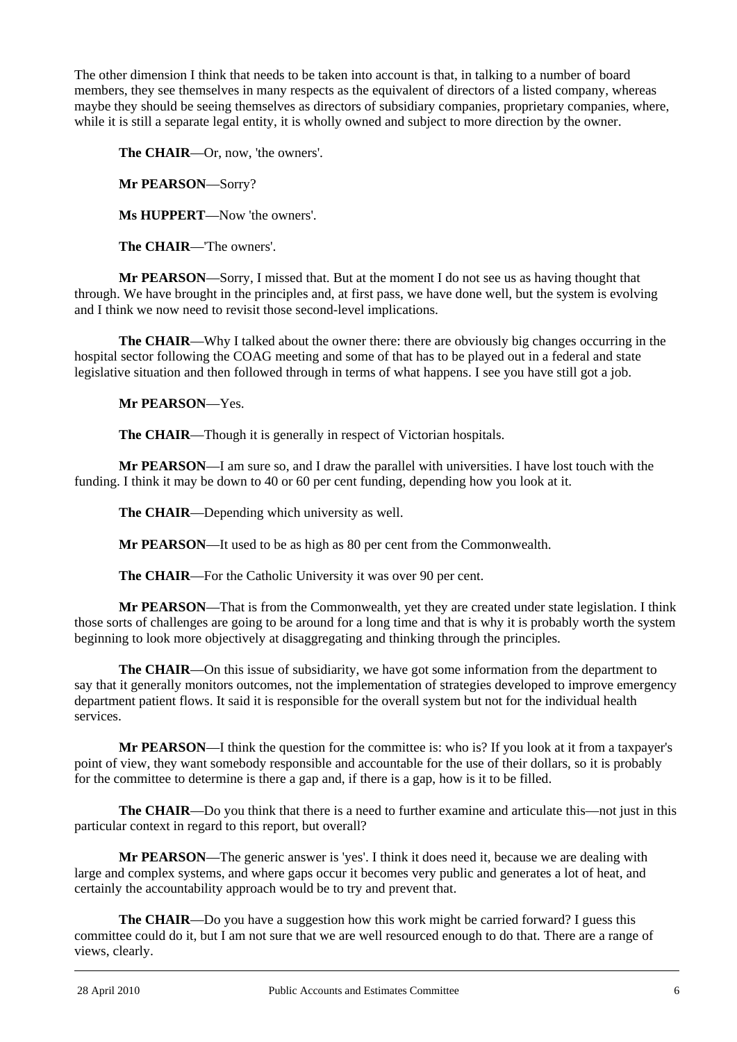The other dimension I think that needs to be taken into account is that, in talking to a number of board members, they see themselves in many respects as the equivalent of directors of a listed company, whereas maybe they should be seeing themselves as directors of subsidiary companies, proprietary companies, where, while it is still a separate legal entity, it is wholly owned and subject to more direction by the owner.

**The CHAIR**—Or, now, 'the owners'.

**Mr PEARSON**—Sorry?

**Ms HUPPERT**—Now 'the owners'.

**The CHAIR**—'The owners'.

**Mr PEARSON**—Sorry, I missed that. But at the moment I do not see us as having thought that through. We have brought in the principles and, at first pass, we have done well, but the system is evolving and I think we now need to revisit those second-level implications.

**The CHAIR**—Why I talked about the owner there: there are obviously big changes occurring in the hospital sector following the COAG meeting and some of that has to be played out in a federal and state legislative situation and then followed through in terms of what happens. I see you have still got a job.

**Mr PEARSON**—Yes.

**The CHAIR**—Though it is generally in respect of Victorian hospitals.

**Mr PEARSON**—I am sure so, and I draw the parallel with universities. I have lost touch with the funding. I think it may be down to 40 or 60 per cent funding, depending how you look at it.

**The CHAIR**—Depending which university as well.

**Mr PEARSON**—It used to be as high as 80 per cent from the Commonwealth.

**The CHAIR**—For the Catholic University it was over 90 per cent.

**Mr PEARSON**—That is from the Commonwealth, yet they are created under state legislation. I think those sorts of challenges are going to be around for a long time and that is why it is probably worth the system beginning to look more objectively at disaggregating and thinking through the principles.

**The CHAIR**—On this issue of subsidiarity, we have got some information from the department to say that it generally monitors outcomes, not the implementation of strategies developed to improve emergency department patient flows. It said it is responsible for the overall system but not for the individual health services.

**Mr PEARSON**—I think the question for the committee is: who is? If you look at it from a taxpayer's point of view, they want somebody responsible and accountable for the use of their dollars, so it is probably for the committee to determine is there a gap and, if there is a gap, how is it to be filled.

**The CHAIR**—Do you think that there is a need to further examine and articulate this—not just in this particular context in regard to this report, but overall?

**Mr PEARSON**—The generic answer is 'yes'. I think it does need it, because we are dealing with large and complex systems, and where gaps occur it becomes very public and generates a lot of heat, and certainly the accountability approach would be to try and prevent that.

**The CHAIR**—Do you have a suggestion how this work might be carried forward? I guess this committee could do it, but I am not sure that we are well resourced enough to do that. There are a range of views, clearly.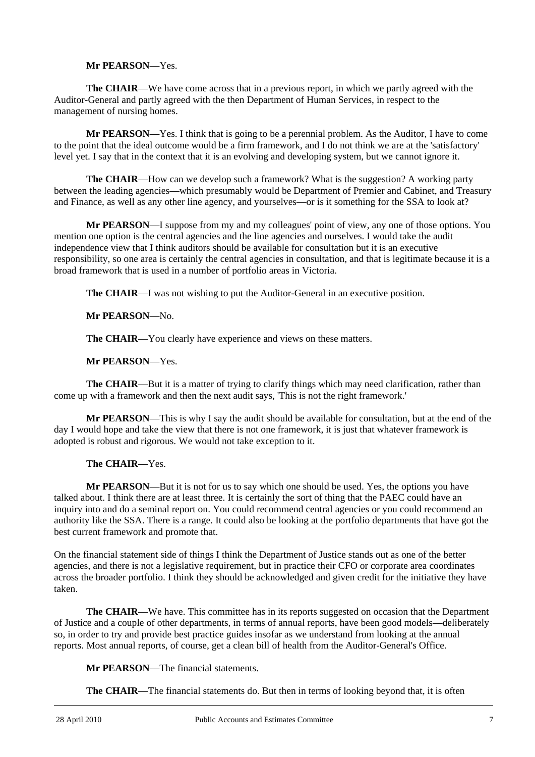**Mr PEARSON**—Yes.

**The CHAIR**—We have come across that in a previous report, in which we partly agreed with the Auditor-General and partly agreed with the then Department of Human Services, in respect to the management of nursing homes.

**Mr PEARSON**—Yes. I think that is going to be a perennial problem. As the Auditor, I have to come to the point that the ideal outcome would be a firm framework, and I do not think we are at the 'satisfactory' level yet. I say that in the context that it is an evolving and developing system, but we cannot ignore it.

**The CHAIR**—How can we develop such a framework? What is the suggestion? A working party between the leading agencies—which presumably would be Department of Premier and Cabinet, and Treasury and Finance, as well as any other line agency, and yourselves—or is it something for the SSA to look at?

**Mr PEARSON**—I suppose from my and my colleagues' point of view, any one of those options. You mention one option is the central agencies and the line agencies and ourselves. I would take the audit independence view that I think auditors should be available for consultation but it is an executive responsibility, so one area is certainly the central agencies in consultation, and that is legitimate because it is a broad framework that is used in a number of portfolio areas in Victoria.

**The CHAIR**—I was not wishing to put the Auditor-General in an executive position.

**Mr PEARSON**—No.

**The CHAIR**—You clearly have experience and views on these matters.

**Mr PEARSON**—Yes.

**The CHAIR**—But it is a matter of trying to clarify things which may need clarification, rather than come up with a framework and then the next audit says, 'This is not the right framework.'

**Mr PEARSON**—This is why I say the audit should be available for consultation, but at the end of the day I would hope and take the view that there is not one framework, it is just that whatever framework is adopted is robust and rigorous. We would not take exception to it.

**The CHAIR**—Yes.

**Mr PEARSON**—But it is not for us to say which one should be used. Yes, the options you have talked about. I think there are at least three. It is certainly the sort of thing that the PAEC could have an inquiry into and do a seminal report on. You could recommend central agencies or you could recommend an authority like the SSA. There is a range. It could also be looking at the portfolio departments that have got the best current framework and promote that.

On the financial statement side of things I think the Department of Justice stands out as one of the better agencies, and there is not a legislative requirement, but in practice their CFO or corporate area coordinates across the broader portfolio. I think they should be acknowledged and given credit for the initiative they have taken.

**The CHAIR**—We have. This committee has in its reports suggested on occasion that the Department of Justice and a couple of other departments, in terms of annual reports, have been good models—deliberately so, in order to try and provide best practice guides insofar as we understand from looking at the annual reports. Most annual reports, of course, get a clean bill of health from the Auditor-General's Office.

**Mr PEARSON**—The financial statements.

**The CHAIR**—The financial statements do. But then in terms of looking beyond that, it is often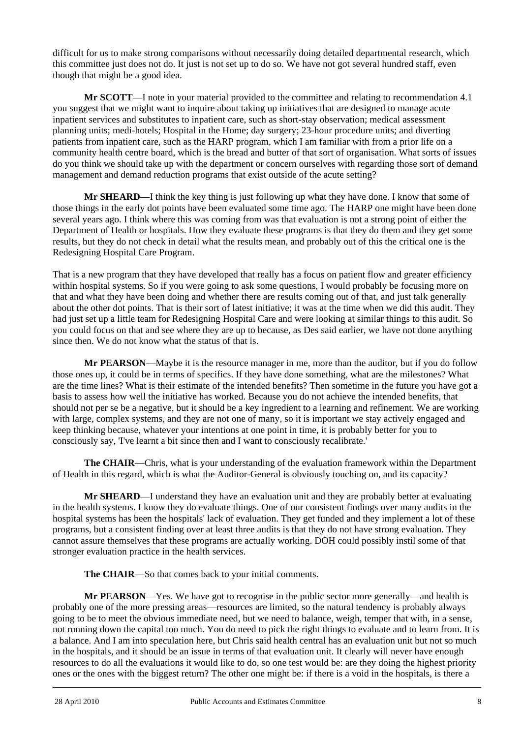difficult for us to make strong comparisons without necessarily doing detailed departmental research, which this committee just does not do. It just is not set up to do so. We have not got several hundred staff, even though that might be a good idea.

**Mr SCOTT**—I note in your material provided to the committee and relating to recommendation 4.1 you suggest that we might want to inquire about taking up initiatives that are designed to manage acute inpatient services and substitutes to inpatient care, such as short-stay observation; medical assessment planning units; medi-hotels; Hospital in the Home; day surgery; 23-hour procedure units; and diverting patients from inpatient care, such as the HARP program, which I am familiar with from a prior life on a community health centre board, which is the bread and butter of that sort of organisation. What sorts of issues do you think we should take up with the department or concern ourselves with regarding those sort of demand management and demand reduction programs that exist outside of the acute setting?

**Mr SHEARD**—I think the key thing is just following up what they have done. I know that some of those things in the early dot points have been evaluated some time ago. The HARP one might have been done several years ago. I think where this was coming from was that evaluation is not a strong point of either the Department of Health or hospitals. How they evaluate these programs is that they do them and they get some results, but they do not check in detail what the results mean, and probably out of this the critical one is the Redesigning Hospital Care Program.

That is a new program that they have developed that really has a focus on patient flow and greater efficiency within hospital systems. So if you were going to ask some questions, I would probably be focusing more on that and what they have been doing and whether there are results coming out of that, and just talk generally about the other dot points. That is their sort of latest initiative; it was at the time when we did this audit. They had just set up a little team for Redesigning Hospital Care and were looking at similar things to this audit. So you could focus on that and see where they are up to because, as Des said earlier, we have not done anything since then. We do not know what the status of that is.

**Mr PEARSON**—Maybe it is the resource manager in me, more than the auditor, but if you do follow those ones up, it could be in terms of specifics. If they have done something, what are the milestones? What are the time lines? What is their estimate of the intended benefits? Then sometime in the future you have got a basis to assess how well the initiative has worked. Because you do not achieve the intended benefits, that should not per se be a negative, but it should be a key ingredient to a learning and refinement. We are working with large, complex systems, and they are not one of many, so it is important we stay actively engaged and keep thinking because, whatever your intentions at one point in time, it is probably better for you to consciously say, 'I've learnt a bit since then and I want to consciously recalibrate.'

**The CHAIR**—Chris, what is your understanding of the evaluation framework within the Department of Health in this regard, which is what the Auditor-General is obviously touching on, and its capacity?

**Mr SHEARD**—I understand they have an evaluation unit and they are probably better at evaluating in the health systems. I know they do evaluate things. One of our consistent findings over many audits in the hospital systems has been the hospitals' lack of evaluation. They get funded and they implement a lot of these programs, but a consistent finding over at least three audits is that they do not have strong evaluation. They cannot assure themselves that these programs are actually working. DOH could possibly instil some of that stronger evaluation practice in the health services.

**The CHAIR**—So that comes back to your initial comments.

**Mr PEARSON**—Yes. We have got to recognise in the public sector more generally—and health is probably one of the more pressing areas—resources are limited, so the natural tendency is probably always going to be to meet the obvious immediate need, but we need to balance, weigh, temper that with, in a sense, not running down the capital too much. You do need to pick the right things to evaluate and to learn from. It is a balance. And I am into speculation here, but Chris said health central has an evaluation unit but not so much in the hospitals, and it should be an issue in terms of that evaluation unit. It clearly will never have enough resources to do all the evaluations it would like to do, so one test would be: are they doing the highest priority ones or the ones with the biggest return? The other one might be: if there is a void in the hospitals, is there a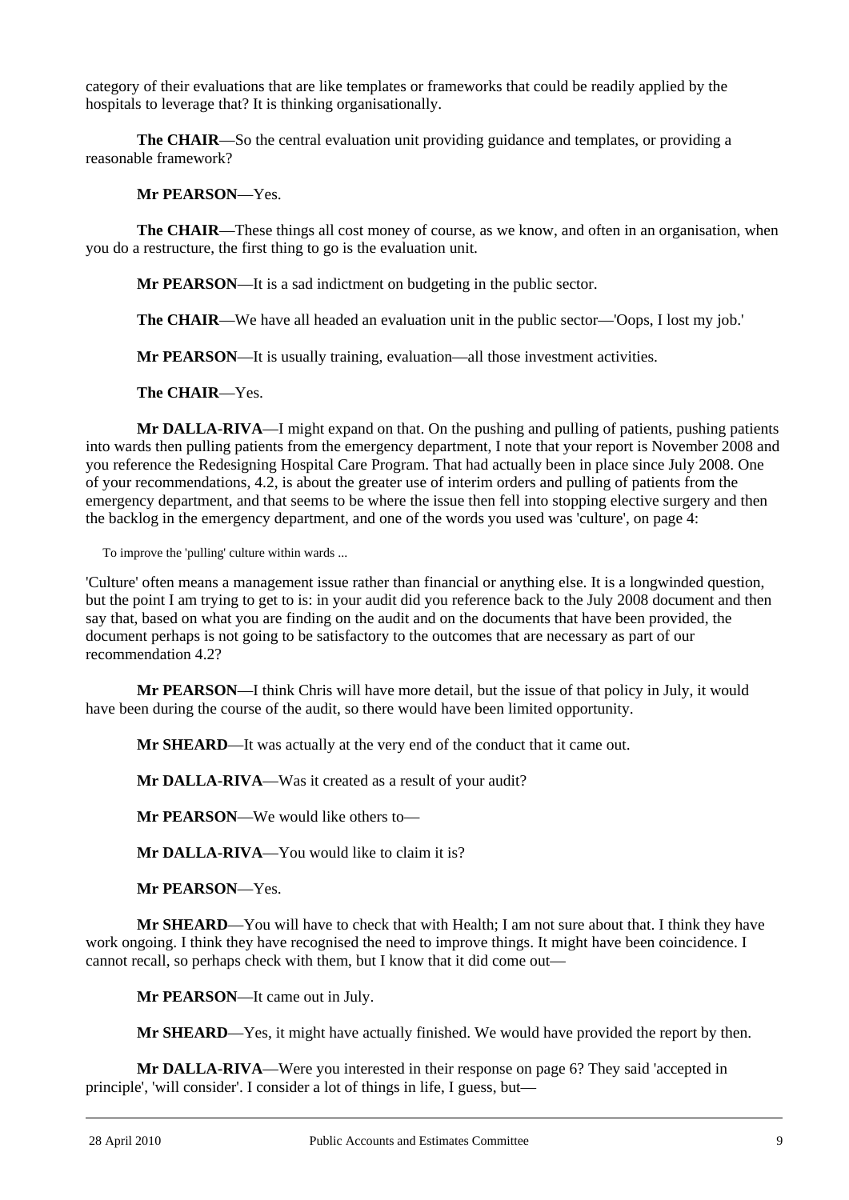category of their evaluations that are like templates or frameworks that could be readily applied by the hospitals to leverage that? It is thinking organisationally.

**The CHAIR**—So the central evaluation unit providing guidance and templates, or providing a reasonable framework?

**Mr PEARSON**—Yes.

**The CHAIR**—These things all cost money of course, as we know, and often in an organisation, when you do a restructure, the first thing to go is the evaluation unit.

**Mr PEARSON**—It is a sad indictment on budgeting in the public sector.

**The CHAIR**—We have all headed an evaluation unit in the public sector—'Oops, I lost my job.'

**Mr PEARSON**—It is usually training, evaluation—all those investment activities.

**The CHAIR**—Yes.

**Mr DALLA-RIVA**—I might expand on that. On the pushing and pulling of patients, pushing patients into wards then pulling patients from the emergency department, I note that your report is November 2008 and you reference the Redesigning Hospital Care Program. That had actually been in place since July 2008. One of your recommendations, 4.2, is about the greater use of interim orders and pulling of patients from the emergency department, and that seems to be where the issue then fell into stopping elective surgery and then the backlog in the emergency department, and one of the words you used was 'culture', on page 4:

> To improve the 'pulling' culture within wards ...

'Culture' often means a management issue rather than financial or anything else. It is a longwinded question, but the point I am trying to get to is: in your audit did you reference back to the July 2008 document and then say that, based on what you are finding on the audit and on the documents that have been provided, the document perhaps is not going to be satisfactory to the outcomes that are necessary as part of our recommendation 4.2?

**Mr PEARSON**—I think Chris will have more detail, but the issue of that policy in July, it would have been during the course of the audit, so there would have been limited opportunity.

**Mr SHEARD**—It was actually at the very end of the conduct that it came out.

**Mr DALLA-RIVA**—Was it created as a result of your audit?

**Mr PEARSON**—We would like others to—

**Mr DALLA-RIVA**—You would like to claim it is?

**Mr PEARSON**—Yes.

**Mr SHEARD**—You will have to check that with Health; I am not sure about that. I think they have work ongoing. I think they have recognised the need to improve things. It might have been coincidence. I cannot recall, so perhaps check with them, but I know that it did come out—

**Mr PEARSON**—It came out in July.

**Mr SHEARD**—Yes, it might have actually finished. We would have provided the report by then.

**Mr DALLA-RIVA**—Were you interested in their response on page 6? They said 'accepted in principle', 'will consider'. I consider a lot of things in life, I guess, but—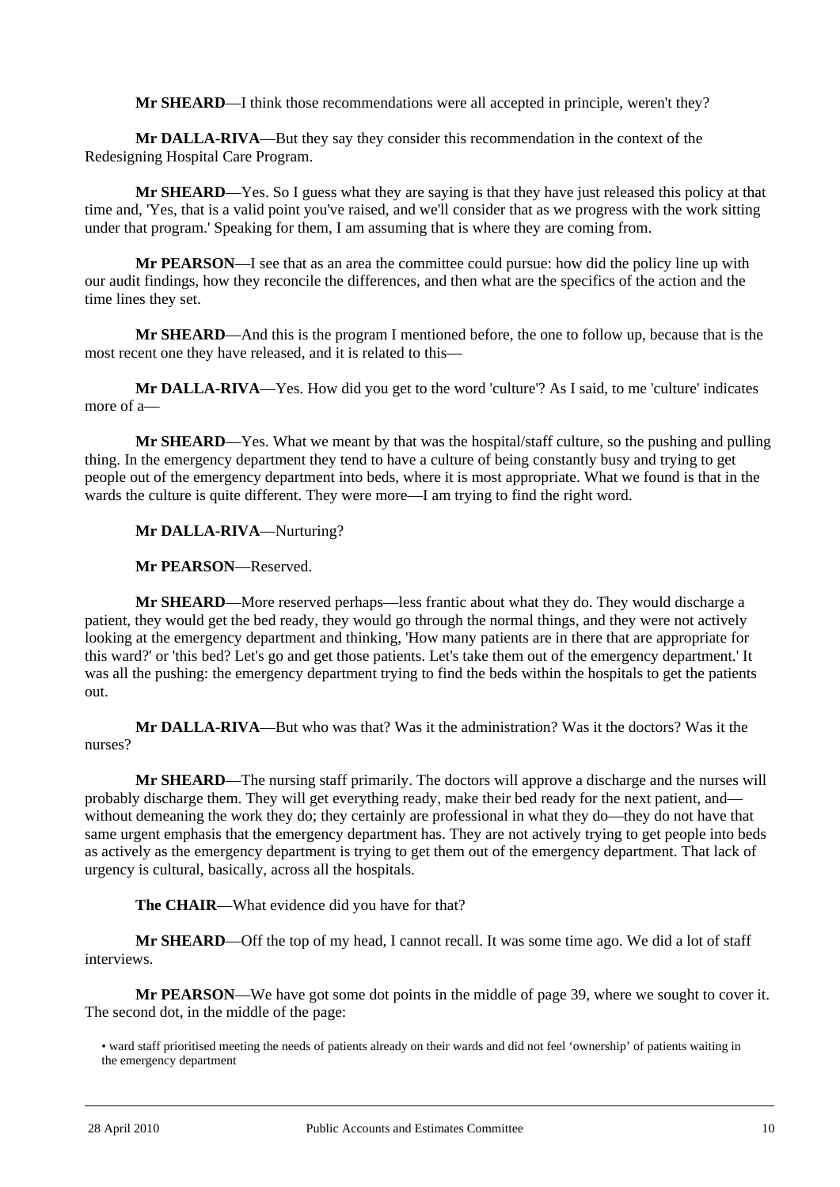**Mr SHEARD**—I think those recommendations were all accepted in principle, weren't they?

**Mr DALLA-RIVA**—But they say they consider this recommendation in the context of the Redesigning Hospital Care Program.

**Mr SHEARD**—Yes. So I guess what they are saying is that they have just released this policy at that time and, 'Yes, that is a valid point you've raised, and we'll consider that as we progress with the work sitting under that program.' Speaking for them, I am assuming that is where they are coming from.

**Mr PEARSON**—I see that as an area the committee could pursue: how did the policy line up with our audit findings, how they reconcile the differences, and then what are the specifics of the action and the time lines they set.

**Mr SHEARD**—And this is the program I mentioned before, the one to follow up, because that is the most recent one they have released, and it is related to this—

**Mr DALLA-RIVA**—Yes. How did you get to the word 'culture'? As I said, to me 'culture' indicates more of a—

**Mr SHEARD**—Yes. What we meant by that was the hospital/staff culture, so the pushing and pulling thing. In the emergency department they tend to have a culture of being constantly busy and trying to get people out of the emergency department into beds, where it is most appropriate. What we found is that in the wards the culture is quite different. They were more—I am trying to find the right word.

**Mr DALLA-RIVA**—Nurturing?

**Mr PEARSON**—Reserved.

**Mr SHEARD**—More reserved perhaps—less frantic about what they do. They would discharge a patient, they would get the bed ready, they would go through the normal things, and they were not actively looking at the emergency department and thinking, 'How many patients are in there that are appropriate for this ward?' or 'this bed? Let's go and get those patients. Let's take them out of the emergency department.' It was all the pushing: the emergency department trying to find the beds within the hospitals to get the patients out.

**Mr DALLA-RIVA**—But who was that? Was it the administration? Was it the doctors? Was it the nurses?

**Mr SHEARD**—The nursing staff primarily. The doctors will approve a discharge and the nurses will probably discharge them. They will get everything ready, make their bed ready for the next patient, and—without demeaning the work they do; they certainly are professional in what they do—they do not have that same urgent emphasis that the emergency department has. They are not actively trying to get people into beds as actively as the emergency department is trying to get them out of the emergency department. That lack of urgency is cultural, basically, across all the hospitals.

**The CHAIR**—What evidence did you have for that?

**Mr SHEARD**—Off the top of my head, I cannot recall. It was some time ago. We did a lot of staff interviews.

**Mr PEARSON**—We have got some dot points in the middle of page 39, where we sought to cover it. The second dot, in the middle of the page:

> • ward staff prioritised meeting the needs of patients already on their wards and did not feel 'ownership' of patients waiting in the emergency department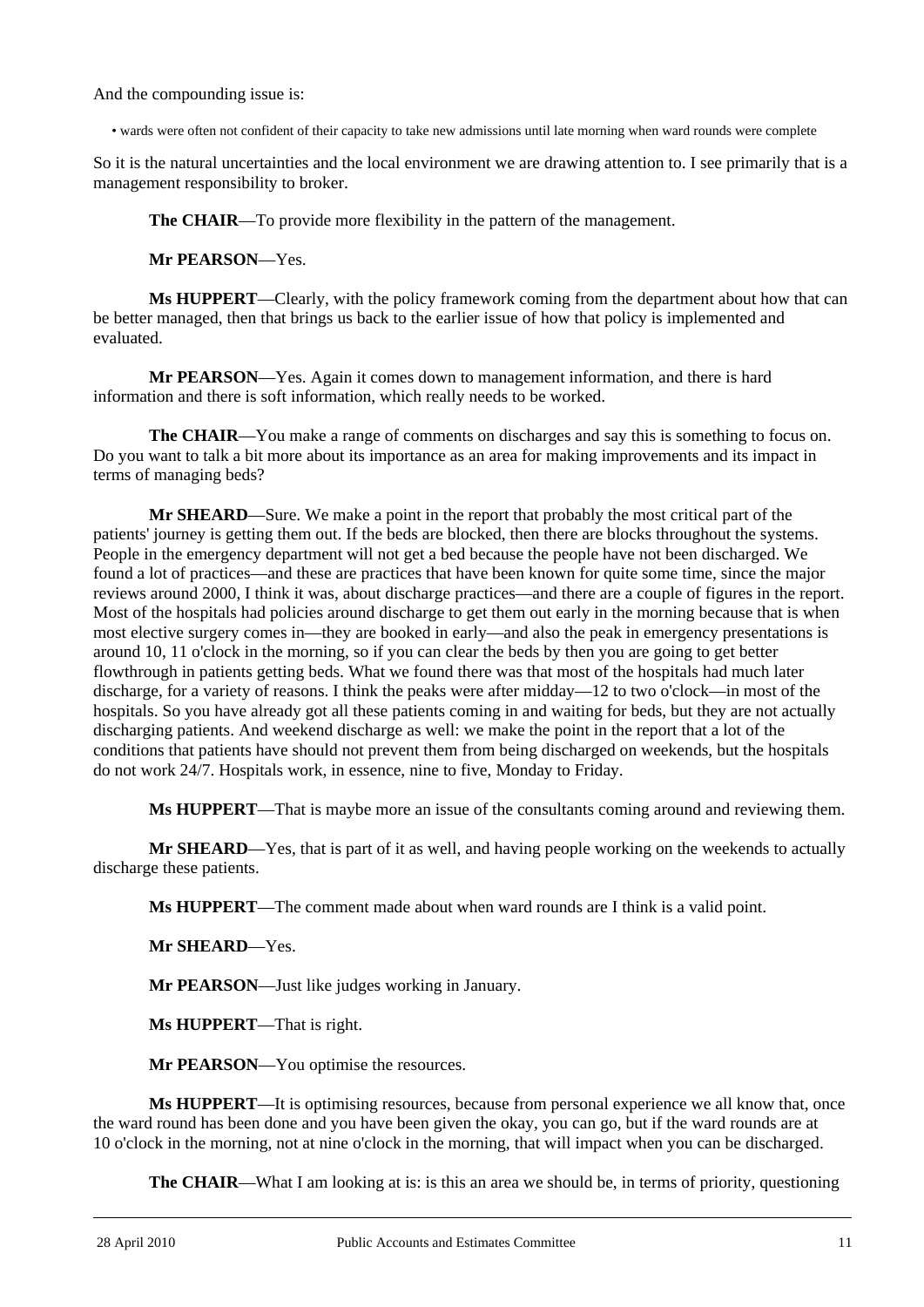And the compounding issue is:

- wards were often not confident of their capacity to take new admissions until late morning when ward rounds were complete

So it is the natural uncertainties and the local environment we are drawing attention to. I see primarily that is a management responsibility to broker.

**The CHAIR**—To provide more flexibility in the pattern of the management.

**Mr PEARSON**—Yes.

**Ms HUPPERT**—Clearly, with the policy framework coming from the department about how that can be better managed, then that brings us back to the earlier issue of how that policy is implemented and evaluated.

**Mr PEARSON**—Yes. Again it comes down to management information, and there is hard information and there is soft information, which really needs to be worked.

**The CHAIR**—You make a range of comments on discharges and say this is something to focus on. Do you want to talk a bit more about its importance as an area for making improvements and its impact in terms of managing beds?

**Mr SHEARD**—Sure. We make a point in the report that probably the most critical part of the patients' journey is getting them out. If the beds are blocked, then there are blocks throughout the systems. People in the emergency department will not get a bed because the people have not been discharged. We found a lot of practices—and these are practices that have been known for quite some time, since the major reviews around 2000, I think it was, about discharge practices—and there are a couple of figures in the report. Most of the hospitals had policies around discharge to get them out early in the morning because that is when most elective surgery comes in—they are booked in early—and also the peak in emergency presentations is around 10, 11 o'clock in the morning, so if you can clear the beds by then you are going to get better flowthrough in patients getting beds. What we found there was that most of the hospitals had much later discharge, for a variety of reasons. I think the peaks were after midday—12 to two o'clock—in most of the hospitals. So you have already got all these patients coming in and waiting for beds, but they are not actually discharging patients. And weekend discharge as well: we make the point in the report that a lot of the conditions that patients have should not prevent them from being discharged on weekends, but the hospitals do not work 24/7. Hospitals work, in essence, nine to five, Monday to Friday.

**Ms HUPPERT**—That is maybe more an issue of the consultants coming around and reviewing them.

**Mr SHEARD**—Yes, that is part of it as well, and having people working on the weekends to actually discharge these patients.

**Ms HUPPERT**—The comment made about when ward rounds are I think is a valid point.

**Mr SHEARD**—Yes.

**Mr PEARSON**—Just like judges working in January.

**Ms HUPPERT**—That is right.

**Mr PEARSON**—You optimise the resources.

**Ms HUPPERT**—It is optimising resources, because from personal experience we all know that, once the ward round has been done and you have been given the okay, you can go, but if the ward rounds are at 10 o'clock in the morning, not at nine o'clock in the morning, that will impact when you can be discharged.

**The CHAIR**—What I am looking at is: is this an area we should be, in terms of priority, questioning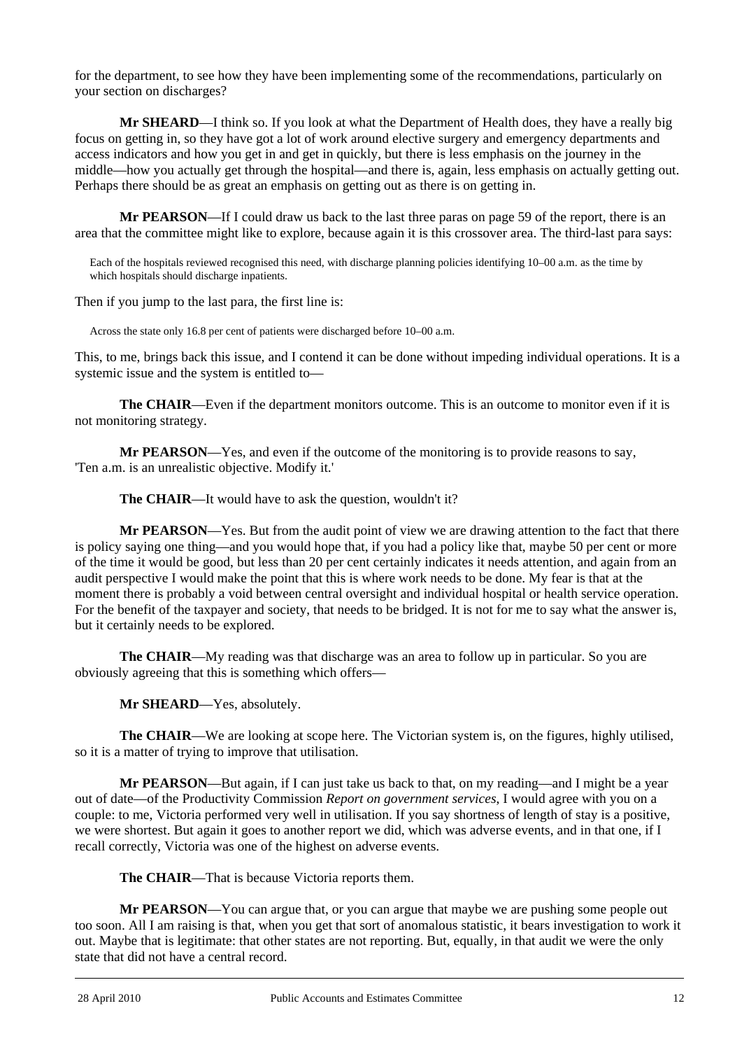for the department, to see how they have been implementing some of the recommendations, particularly on your section on discharges?

**Mr SHEARD**—I think so. If you look at what the Department of Health does, they have a really big focus on getting in, so they have got a lot of work around elective surgery and emergency departments and access indicators and how you get in and get in quickly, but there is less emphasis on the journey in the middle—how you actually get through the hospital—and there is, again, less emphasis on actually getting out. Perhaps there should be as great an emphasis on getting out as there is on getting in.

**Mr PEARSON**—If I could draw us back to the last three paras on page 59 of the report, there is an area that the committee might like to explore, because again it is this crossover area. The third-last para says:

> Each of the hospitals reviewed recognised this need, with discharge planning policies identifying 10–00 a.m. as the time by which hospitals should discharge inpatients.

Then if you jump to the last para, the first line is:

> Across the state only 16.8 per cent of patients were discharged before 10–00 a.m.

This, to me, brings back this issue, and I contend it can be done without impeding individual operations. It is a systemic issue and the system is entitled to—

**The CHAIR**—Even if the department monitors outcome. This is an outcome to monitor even if it is not monitoring strategy.

**Mr PEARSON**—Yes, and even if the outcome of the monitoring is to provide reasons to say, 'Ten a.m. is an unrealistic objective. Modify it.'

**The CHAIR**—It would have to ask the question, wouldn't it?

**Mr PEARSON**—Yes. But from the audit point of view we are drawing attention to the fact that there is policy saying one thing—and you would hope that, if you had a policy like that, maybe 50 per cent or more of the time it would be good, but less than 20 per cent certainly indicates it needs attention, and again from an audit perspective I would make the point that this is where work needs to be done. My fear is that at the moment there is probably a void between central oversight and individual hospital or health service operation. For the benefit of the taxpayer and society, that needs to be bridged. It is not for me to say what the answer is, but it certainly needs to be explored.

**The CHAIR**—My reading was that discharge was an area to follow up in particular. So you are obviously agreeing that this is something which offers—

**Mr SHEARD**—Yes, absolutely.

**The CHAIR**—We are looking at scope here. The Victorian system is, on the figures, highly utilised, so it is a matter of trying to improve that utilisation.

**Mr PEARSON**—But again, if I can just take us back to that, on my reading—and I might be a year out of date—of the Productivity Commission *Report on government services*, I would agree with you on a couple: to me, Victoria performed very well in utilisation. If you say shortness of length of stay is a positive, we were shortest. But again it goes to another report we did, which was adverse events, and in that one, if I recall correctly, Victoria was one of the highest on adverse events.

**The CHAIR**—That is because Victoria reports them.

**Mr PEARSON**—You can argue that, or you can argue that maybe we are pushing some people out too soon. All I am raising is that, when you get that sort of anomalous statistic, it bears investigation to work it out. Maybe that is legitimate: that other states are not reporting. But, equally, in that audit we were the only state that did not have a central record.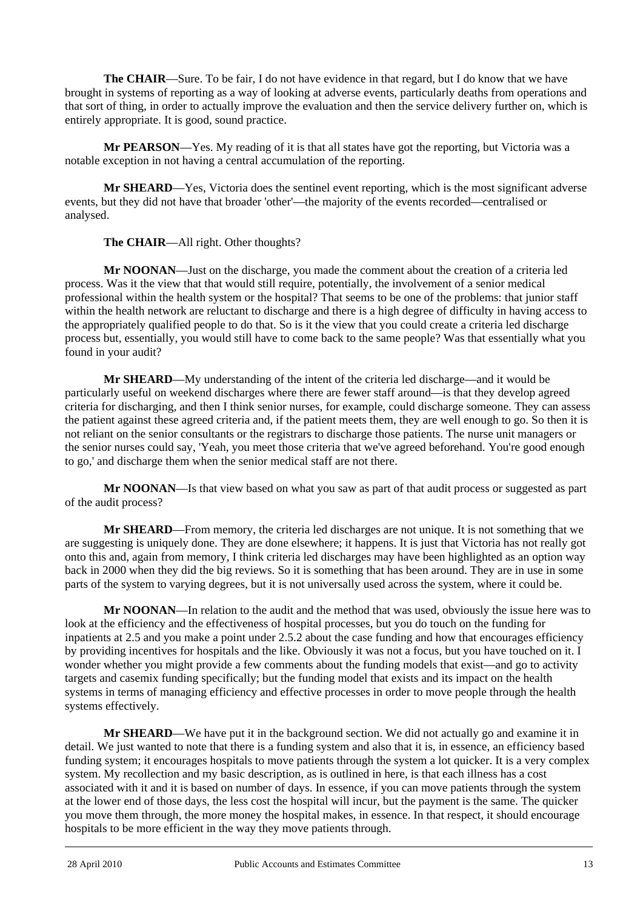**The CHAIR**—Sure. To be fair, I do not have evidence in that regard, but I do know that we have brought in systems of reporting as a way of looking at adverse events, particularly deaths from operations and that sort of thing, in order to actually improve the evaluation and then the service delivery further on, which is entirely appropriate. It is good, sound practice.

**Mr PEARSON**—Yes. My reading of it is that all states have got the reporting, but Victoria was a notable exception in not having a central accumulation of the reporting.

**Mr SHEARD**—Yes, Victoria does the sentinel event reporting, which is the most significant adverse events, but they did not have that broader 'other'—the majority of the events recorded—centralised or analysed.

**The CHAIR**—All right. Other thoughts?

**Mr NOONAN**—Just on the discharge, you made the comment about the creation of a criteria led process. Was it the view that that would still require, potentially, the involvement of a senior medical professional within the health system or the hospital? That seems to be one of the problems: that junior staff within the health network are reluctant to discharge and there is a high degree of difficulty in having access to the appropriately qualified people to do that. So is it the view that you could create a criteria led discharge process but, essentially, you would still have to come back to the same people? Was that essentially what you found in your audit?

**Mr SHEARD**—My understanding of the intent of the criteria led discharge—and it would be particularly useful on weekend discharges where there are fewer staff around—is that they develop agreed criteria for discharging, and then I think senior nurses, for example, could discharge someone. They can assess the patient against these agreed criteria and, if the patient meets them, they are well enough to go. So then it is not reliant on the senior consultants or the registrars to discharge those patients. The nurse unit managers or the senior nurses could say, 'Yeah, you meet those criteria that we've agreed beforehand. You're good enough to go,' and discharge them when the senior medical staff are not there.

**Mr NOONAN**—Is that view based on what you saw as part of that audit process or suggested as part of the audit process?

**Mr SHEARD**—From memory, the criteria led discharges are not unique. It is not something that we are suggesting is uniquely done. They are done elsewhere; it happens. It is just that Victoria has not really got onto this and, again from memory, I think criteria led discharges may have been highlighted as an option way back in 2000 when they did the big reviews. So it is something that has been around. They are in use in some parts of the system to varying degrees, but it is not universally used across the system, where it could be.

**Mr NOONAN**—In relation to the audit and the method that was used, obviously the issue here was to look at the efficiency and the effectiveness of hospital processes, but you do touch on the funding for inpatients at 2.5 and you make a point under 2.5.2 about the case funding and how that encourages efficiency by providing incentives for hospitals and the like. Obviously it was not a focus, but you have touched on it. I wonder whether you might provide a few comments about the funding models that exist—and go to activity targets and casemix funding specifically; but the funding model that exists and its impact on the health systems in terms of managing efficiency and effective processes in order to move people through the health systems effectively.

**Mr SHEARD**—We have put it in the background section. We did not actually go and examine it in detail. We just wanted to note that there is a funding system and also that it is, in essence, an efficiency based funding system; it encourages hospitals to move patients through the system a lot quicker. It is a very complex system. My recollection and my basic description, as is outlined in here, is that each illness has a cost associated with it and it is based on number of days. In essence, if you can move patients through the system at the lower end of those days, the less cost the hospital will incur, but the payment is the same. The quicker you move them through, the more money the hospital makes, in essence. In that respect, it should encourage hospitals to be more efficient in the way they move patients through.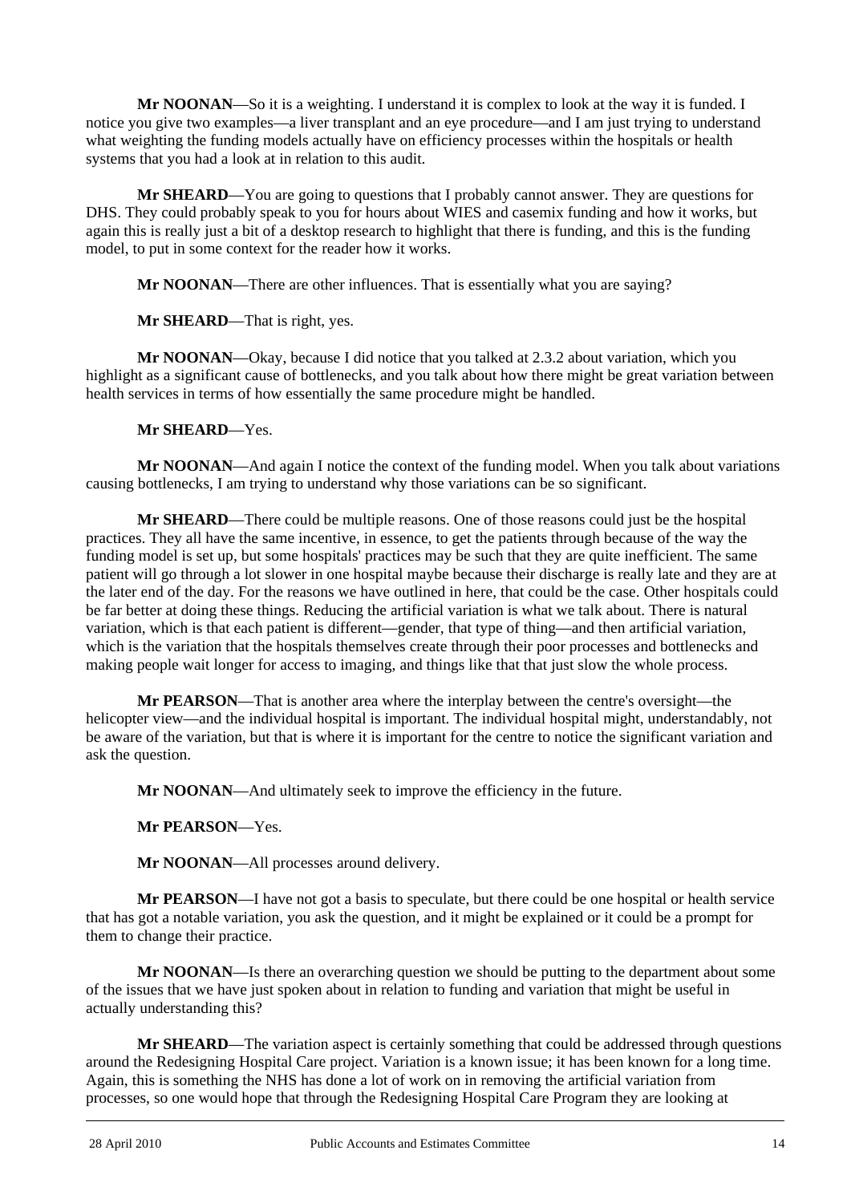**Mr NOONAN**—So it is a weighting. I understand it is complex to look at the way it is funded. I notice you give two examples—a liver transplant and an eye procedure—and I am just trying to understand what weighting the funding models actually have on efficiency processes within the hospitals or health systems that you had a look at in relation to this audit.

**Mr SHEARD**—You are going to questions that I probably cannot answer. They are questions for DHS. They could probably speak to you for hours about WIES and casemix funding and how it works, but again this is really just a bit of a desktop research to highlight that there is funding, and this is the funding model, to put in some context for the reader how it works.

**Mr NOONAN**—There are other influences. That is essentially what you are saying?

**Mr SHEARD**—That is right, yes.

**Mr NOONAN**—Okay, because I did notice that you talked at 2.3.2 about variation, which you highlight as a significant cause of bottlenecks, and you talk about how there might be great variation between health services in terms of how essentially the same procedure might be handled.

**Mr SHEARD**—Yes.

**Mr NOONAN**—And again I notice the context of the funding model. When you talk about variations causing bottlenecks, I am trying to understand why those variations can be so significant.

**Mr SHEARD**—There could be multiple reasons. One of those reasons could just be the hospital practices. They all have the same incentive, in essence, to get the patients through because of the way the funding model is set up, but some hospitals' practices may be such that they are quite inefficient. The same patient will go through a lot slower in one hospital maybe because their discharge is really late and they are at the later end of the day. For the reasons we have outlined in here, that could be the case. Other hospitals could be far better at doing these things. Reducing the artificial variation is what we talk about. There is natural variation, which is that each patient is different—gender, that type of thing—and then artificial variation, which is the variation that the hospitals themselves create through their poor processes and bottlenecks and making people wait longer for access to imaging, and things like that that just slow the whole process.

**Mr PEARSON**—That is another area where the interplay between the centre's oversight—the helicopter view—and the individual hospital is important. The individual hospital might, understandably, not be aware of the variation, but that is where it is important for the centre to notice the significant variation and ask the question.

**Mr NOONAN**—And ultimately seek to improve the efficiency in the future.

**Mr PEARSON**—Yes.

**Mr NOONAN**—All processes around delivery.

**Mr PEARSON**—I have not got a basis to speculate, but there could be one hospital or health service that has got a notable variation, you ask the question, and it might be explained or it could be a prompt for them to change their practice.

**Mr NOONAN**—Is there an overarching question we should be putting to the department about some of the issues that we have just spoken about in relation to funding and variation that might be useful in actually understanding this?

**Mr SHEARD**—The variation aspect is certainly something that could be addressed through questions around the Redesigning Hospital Care project. Variation is a known issue; it has been known for a long time. Again, this is something the NHS has done a lot of work on in removing the artificial variation from processes, so one would hope that through the Redesigning Hospital Care Program they are looking at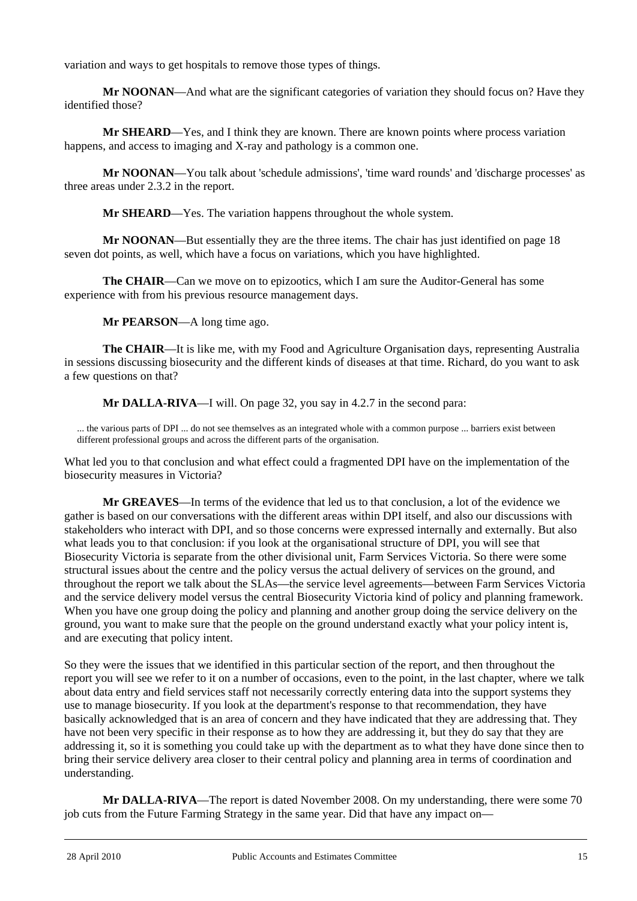variation and ways to get hospitals to remove those types of things.

**Mr NOONAN**—And what are the significant categories of variation they should focus on? Have they identified those?

**Mr SHEARD**—Yes, and I think they are known. There are known points where process variation happens, and access to imaging and X-ray and pathology is a common one.

**Mr NOONAN**—You talk about 'schedule admissions', 'time ward rounds' and 'discharge processes' as three areas under 2.3.2 in the report.

**Mr SHEARD**—Yes. The variation happens throughout the whole system.

**Mr NOONAN**—But essentially they are the three items. The chair has just identified on page 18 seven dot points, as well, which have a focus on variations, which you have highlighted.

**The CHAIR**—Can we move on to epizootics, which I am sure the Auditor-General has some experience with from his previous resource management days.

**Mr PEARSON**—A long time ago.

**The CHAIR**—It is like me, with my Food and Agriculture Organisation days, representing Australia in sessions discussing biosecurity and the different kinds of diseases at that time. Richard, do you want to ask a few questions on that?

**Mr DALLA-RIVA**—I will. On page 32, you say in 4.2.7 in the second para:

> ... the various parts of DPI ... do not see themselves as an integrated whole with a common purpose ... barriers exist between different professional groups and across the different parts of the organisation.

What led you to that conclusion and what effect could a fragmented DPI have on the implementation of the biosecurity measures in Victoria?

**Mr GREAVES**—In terms of the evidence that led us to that conclusion, a lot of the evidence we gather is based on our conversations with the different areas within DPI itself, and also our discussions with stakeholders who interact with DPI, and so those concerns were expressed internally and externally. But also what leads you to that conclusion: if you look at the organisational structure of DPI, you will see that Biosecurity Victoria is separate from the other divisional unit, Farm Services Victoria. So there were some structural issues about the centre and the policy versus the actual delivery of services on the ground, and throughout the report we talk about the SLAs—the service level agreements—between Farm Services Victoria and the service delivery model versus the central Biosecurity Victoria kind of policy and planning framework. When you have one group doing the policy and planning and another group doing the service delivery on the ground, you want to make sure that the people on the ground understand exactly what your policy intent is, and are executing that policy intent.

So they were the issues that we identified in this particular section of the report, and then throughout the report you will see we refer to it on a number of occasions, even to the point, in the last chapter, where we talk about data entry and field services staff not necessarily correctly entering data into the support systems they use to manage biosecurity. If you look at the department's response to that recommendation, they have basically acknowledged that is an area of concern and they have indicated that they are addressing that. They have not been very specific in their response as to how they are addressing it, but they do say that they are addressing it, so it is something you could take up with the department as to what they have done since then to bring their service delivery area closer to their central policy and planning area in terms of coordination and understanding.

**Mr DALLA-RIVA**—The report is dated November 2008. On my understanding, there were some 70 job cuts from the Future Farming Strategy in the same year. Did that have any impact on—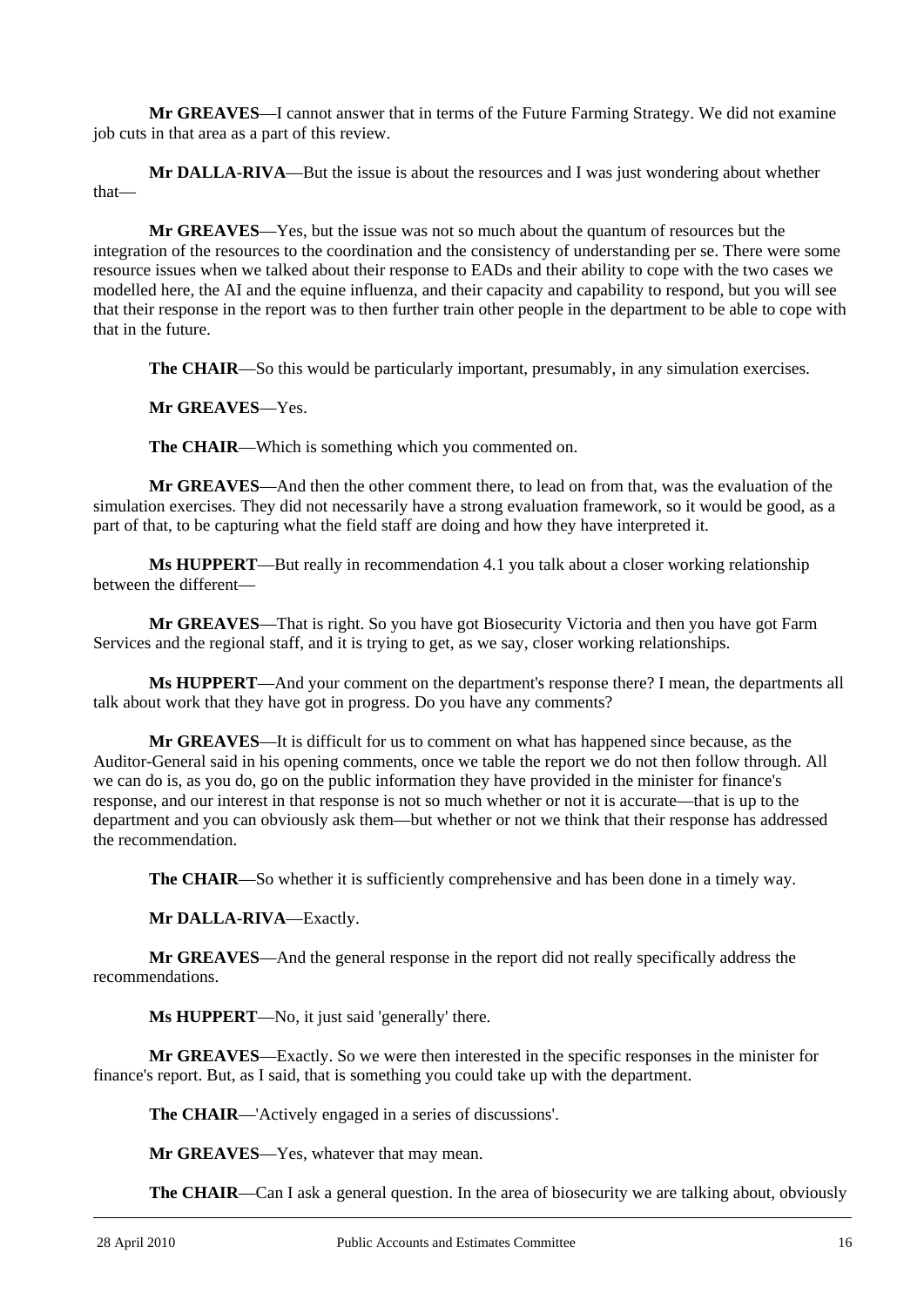**Mr GREAVES**—I cannot answer that in terms of the Future Farming Strategy. We did not examine job cuts in that area as a part of this review.

**Mr DALLA-RIVA**—But the issue is about the resources and I was just wondering about whether that—

**Mr GREAVES**—Yes, but the issue was not so much about the quantum of resources but the integration of the resources to the coordination and the consistency of understanding per se. There were some resource issues when we talked about their response to EADs and their ability to cope with the two cases we modelled here, the AI and the equine influenza, and their capacity and capability to respond, but you will see that their response in the report was to then further train other people in the department to be able to cope with that in the future.

**The CHAIR**—So this would be particularly important, presumably, in any simulation exercises.

**Mr GREAVES**—Yes.

**The CHAIR**—Which is something which you commented on.

**Mr GREAVES**—And then the other comment there, to lead on from that, was the evaluation of the simulation exercises. They did not necessarily have a strong evaluation framework, so it would be good, as a part of that, to be capturing what the field staff are doing and how they have interpreted it.

**Ms HUPPERT**—But really in recommendation 4.1 you talk about a closer working relationship between the different—

**Mr GREAVES**—That is right. So you have got Biosecurity Victoria and then you have got Farm Services and the regional staff, and it is trying to get, as we say, closer working relationships.

**Ms HUPPERT**—And your comment on the department's response there? I mean, the departments all talk about work that they have got in progress. Do you have any comments?

**Mr GREAVES**—It is difficult for us to comment on what has happened since because, as the Auditor-General said in his opening comments, once we table the report we do not then follow through. All we can do is, as you do, go on the public information they have provided in the minister for finance's response, and our interest in that response is not so much whether or not it is accurate—that is up to the department and you can obviously ask them—but whether or not we think that their response has addressed the recommendation.

**The CHAIR**—So whether it is sufficiently comprehensive and has been done in a timely way.

**Mr DALLA-RIVA**—Exactly.

**Mr GREAVES**—And the general response in the report did not really specifically address the recommendations.

**Ms HUPPERT**—No, it just said 'generally' there.

**Mr GREAVES**—Exactly. So we were then interested in the specific responses in the minister for finance's report. But, as I said, that is something you could take up with the department.

**The CHAIR**—'Actively engaged in a series of discussions'.

**Mr GREAVES**—Yes, whatever that may mean.

**The CHAIR**—Can I ask a general question. In the area of biosecurity we are talking about, obviously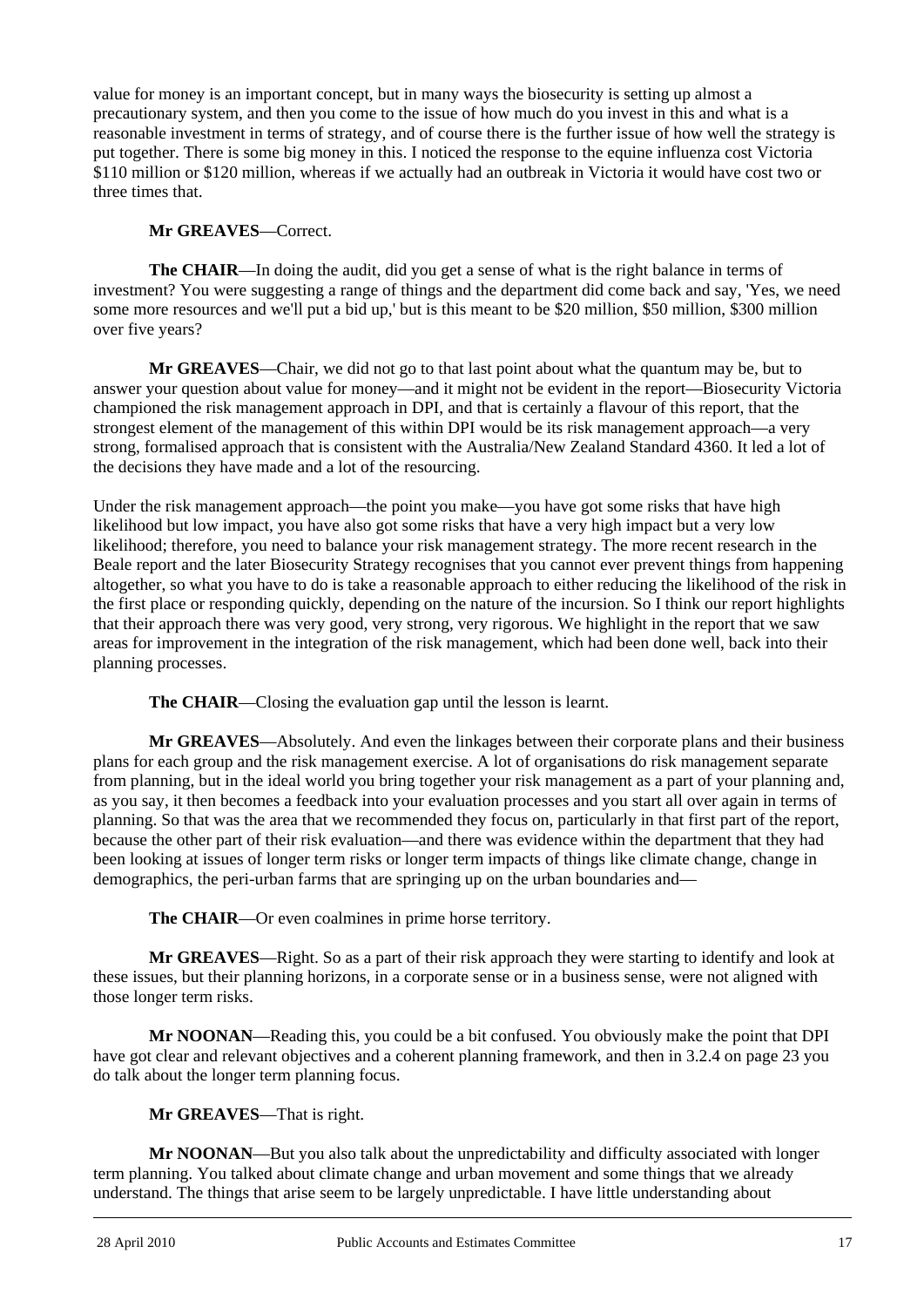value for money is an important concept, but in many ways the biosecurity is setting up almost a precautionary system, and then you come to the issue of how much do you invest in this and what is a reasonable investment in terms of strategy, and of course there is the further issue of how well the strategy is put together. There is some big money in this. I noticed the response to the equine influenza cost Victoria \$110 million or \$120 million, whereas if we actually had an outbreak in Victoria it would have cost two or three times that.

**Mr GREAVES**—Correct.

**The CHAIR**—In doing the audit, did you get a sense of what is the right balance in terms of investment? You were suggesting a range of things and the department did come back and say, 'Yes, we need some more resources and we'll put a bid up,' but is this meant to be \$20 million, \$50 million, \$300 million over five years?

**Mr GREAVES**—Chair, we did not go to that last point about what the quantum may be, but to answer your question about value for money—and it might not be evident in the report—Biosecurity Victoria championed the risk management approach in DPI, and that is certainly a flavour of this report, that the strongest element of the management of this within DPI would be its risk management approach—a very strong, formalised approach that is consistent with the Australia/New Zealand Standard 4360. It led a lot of the decisions they have made and a lot of the resourcing.

Under the risk management approach—the point you make—you have got some risks that have high likelihood but low impact, you have also got some risks that have a very high impact but a very low likelihood; therefore, you need to balance your risk management strategy. The more recent research in the Beale report and the later Biosecurity Strategy recognises that you cannot ever prevent things from happening altogether, so what you have to do is take a reasonable approach to either reducing the likelihood of the risk in the first place or responding quickly, depending on the nature of the incursion. So I think our report highlights that their approach there was very good, very strong, very rigorous. We highlight in the report that we saw areas for improvement in the integration of the risk management, which had been done well, back into their planning processes.

**The CHAIR**—Closing the evaluation gap until the lesson is learnt.

**Mr GREAVES**—Absolutely. And even the linkages between their corporate plans and their business plans for each group and the risk management exercise. A lot of organisations do risk management separate from planning, but in the ideal world you bring together your risk management as a part of your planning and, as you say, it then becomes a feedback into your evaluation processes and you start all over again in terms of planning. So that was the area that we recommended they focus on, particularly in that first part of the report, because the other part of their risk evaluation—and there was evidence within the department that they had been looking at issues of longer term risks or longer term impacts of things like climate change, change in demographics, the peri-urban farms that are springing up on the urban boundaries and—

**The CHAIR**—Or even coalmines in prime horse territory.

**Mr GREAVES**—Right. So as a part of their risk approach they were starting to identify and look at these issues, but their planning horizons, in a corporate sense or in a business sense, were not aligned with those longer term risks.

**Mr NOONAN**—Reading this, you could be a bit confused. You obviously make the point that DPI have got clear and relevant objectives and a coherent planning framework, and then in 3.2.4 on page 23 you do talk about the longer term planning focus.

**Mr GREAVES**—That is right.

**Mr NOONAN**—But you also talk about the unpredictability and difficulty associated with longer term planning. You talked about climate change and urban movement and some things that we already understand. The things that arise seem to be largely unpredictable. I have little understanding about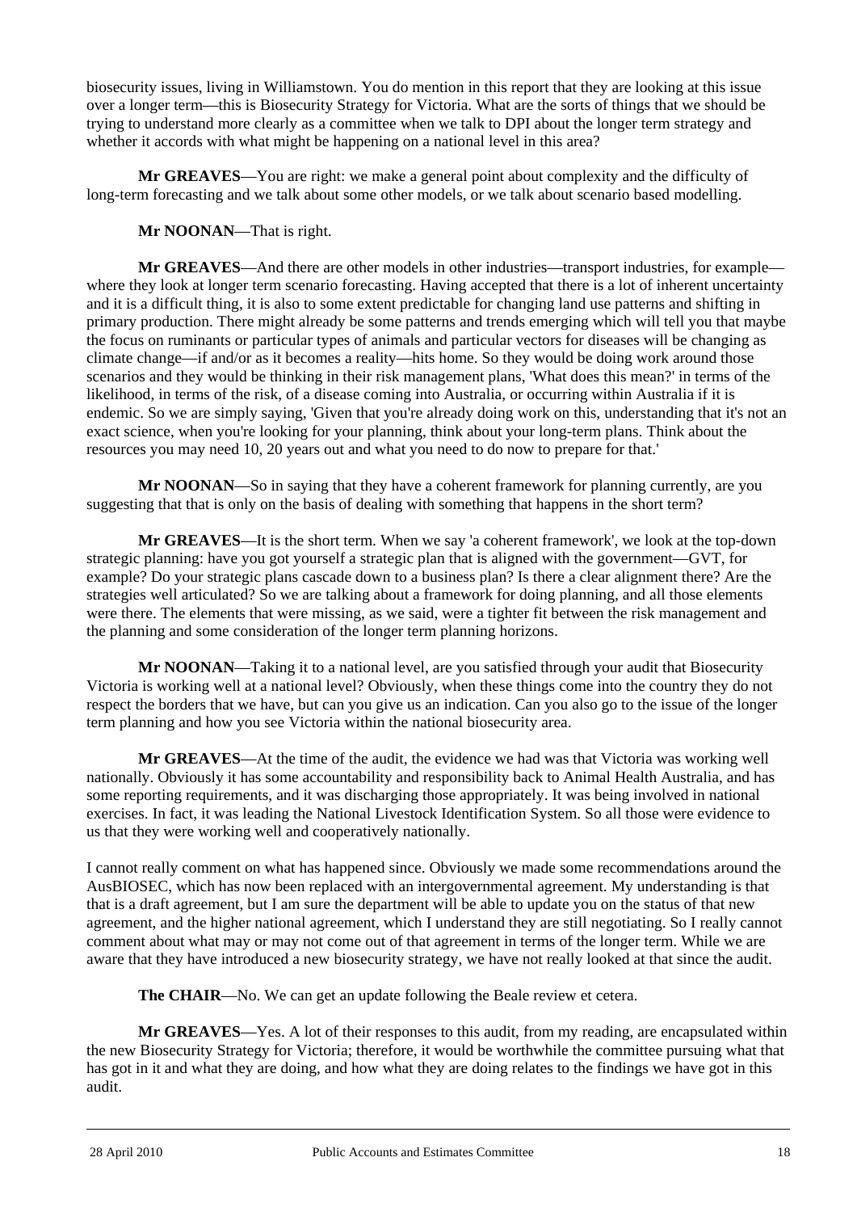biosecurity issues, living in Williamstown. You do mention in this report that they are looking at this issue over a longer term—this is Biosecurity Strategy for Victoria. What are the sorts of things that we should be trying to understand more clearly as a committee when we talk to DPI about the longer term strategy and whether it accords with what might be happening on a national level in this area?

**Mr GREAVES**—You are right: we make a general point about complexity and the difficulty of long-term forecasting and we talk about some other models, or we talk about scenario based modelling.

**Mr NOONAN**—That is right.

**Mr GREAVES**—And there are other models in other industries—transport industries, for example—where they look at longer term scenario forecasting. Having accepted that there is a lot of inherent uncertainty and it is a difficult thing, it is also to some extent predictable for changing land use patterns and shifting in primary production. There might already be some patterns and trends emerging which will tell you that maybe the focus on ruminants or particular types of animals and particular vectors for diseases will be changing as climate change—if and/or as it becomes a reality—hits home. So they would be doing work around those scenarios and they would be thinking in their risk management plans, 'What does this mean?' in terms of the likelihood, in terms of the risk, of a disease coming into Australia, or occurring within Australia if it is endemic. So we are simply saying, 'Given that you're already doing work on this, understanding that it's not an exact science, when you're looking for your planning, think about your long-term plans. Think about the resources you may need 10, 20 years out and what you need to do now to prepare for that.'

**Mr NOONAN**—So in saying that they have a coherent framework for planning currently, are you suggesting that that is only on the basis of dealing with something that happens in the short term?

**Mr GREAVES**—It is the short term. When we say 'a coherent framework', we look at the top-down strategic planning: have you got yourself a strategic plan that is aligned with the government—GVT, for example? Do your strategic plans cascade down to a business plan? Is there a clear alignment there? Are the strategies well articulated? So we are talking about a framework for doing planning, and all those elements were there. The elements that were missing, as we said, were a tighter fit between the risk management and the planning and some consideration of the longer term planning horizons.

**Mr NOONAN**—Taking it to a national level, are you satisfied through your audit that Biosecurity Victoria is working well at a national level? Obviously, when these things come into the country they do not respect the borders that we have, but can you give us an indication. Can you also go to the issue of the longer term planning and how you see Victoria within the national biosecurity area.

**Mr GREAVES**—At the time of the audit, the evidence we had was that Victoria was working well nationally. Obviously it has some accountability and responsibility back to Animal Health Australia, and has some reporting requirements, and it was discharging those appropriately. It was being involved in national exercises. In fact, it was leading the National Livestock Identification System. So all those were evidence to us that they were working well and cooperatively nationally.

I cannot really comment on what has happened since. Obviously we made some recommendations around the AusBIOSEC, which has now been replaced with an intergovernmental agreement. My understanding is that that is a draft agreement, but I am sure the department will be able to update you on the status of that new agreement, and the higher national agreement, which I understand they are still negotiating. So I really cannot comment about what may or may not come out of that agreement in terms of the longer term. While we are aware that they have introduced a new biosecurity strategy, we have not really looked at that since the audit.

**The CHAIR**—No. We can get an update following the Beale review et cetera.

**Mr GREAVES**—Yes. A lot of their responses to this audit, from my reading, are encapsulated within the new Biosecurity Strategy for Victoria; therefore, it would be worthwhile the committee pursuing what that has got in it and what they are doing, and how what they are doing relates to the findings we have got in this audit.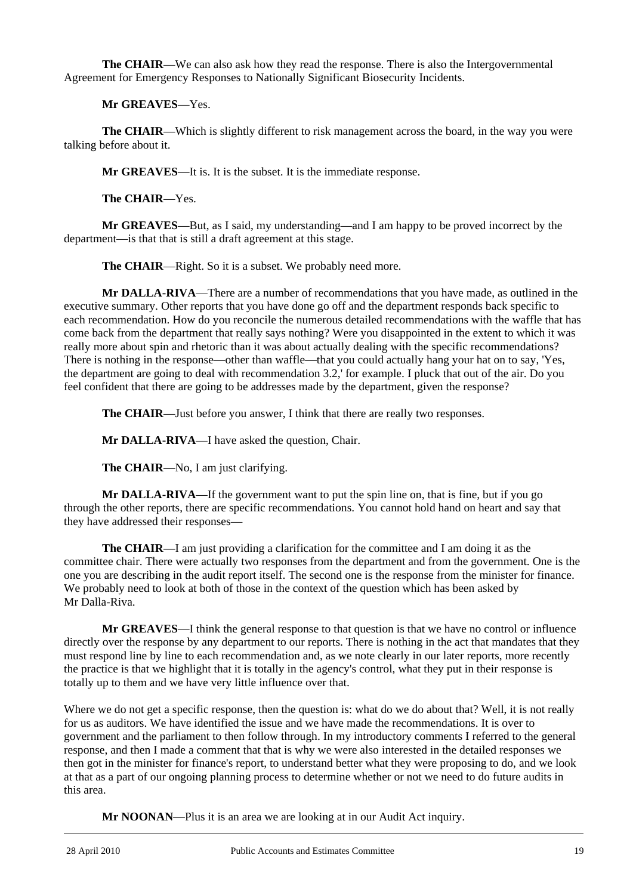**The CHAIR**—We can also ask how they read the response. There is also the Intergovernmental Agreement for Emergency Responses to Nationally Significant Biosecurity Incidents.

**Mr GREAVES**—Yes.

**The CHAIR**—Which is slightly different to risk management across the board, in the way you were talking before about it.

**Mr GREAVES**—It is. It is the subset. It is the immediate response.

**The CHAIR**—Yes.

**Mr GREAVES**—But, as I said, my understanding—and I am happy to be proved incorrect by the department—is that that is still a draft agreement at this stage.

**The CHAIR**—Right. So it is a subset. We probably need more.

**Mr DALLA-RIVA**—There are a number of recommendations that you have made, as outlined in the executive summary. Other reports that you have done go off and the department responds back specific to each recommendation. How do you reconcile the numerous detailed recommendations with the waffle that has come back from the department that really says nothing? Were you disappointed in the extent to which it was really more about spin and rhetoric than it was about actually dealing with the specific recommendations? There is nothing in the response—other than waffle—that you could actually hang your hat on to say, 'Yes, the department are going to deal with recommendation 3.2,' for example. I pluck that out of the air. Do you feel confident that there are going to be addresses made by the department, given the response?

**The CHAIR**—Just before you answer, I think that there are really two responses.

**Mr DALLA-RIVA**—I have asked the question, Chair.

**The CHAIR**—No, I am just clarifying.

**Mr DALLA-RIVA**—If the government want to put the spin line on, that is fine, but if you go through the other reports, there are specific recommendations. You cannot hold hand on heart and say that they have addressed their responses—

**The CHAIR**—I am just providing a clarification for the committee and I am doing it as the committee chair. There were actually two responses from the department and from the government. One is the one you are describing in the audit report itself. The second one is the response from the minister for finance. We probably need to look at both of those in the context of the question which has been asked by Mr Dalla-Riva.

**Mr GREAVES**—I think the general response to that question is that we have no control or influence directly over the response by any department to our reports. There is nothing in the act that mandates that they must respond line by line to each recommendation and, as we note clearly in our later reports, more recently the practice is that we highlight that it is totally in the agency's control, what they put in their response is totally up to them and we have very little influence over that.

Where we do not get a specific response, then the question is: what do we do about that? Well, it is not really for us as auditors. We have identified the issue and we have made the recommendations. It is over to government and the parliament to then follow through. In my introductory comments I referred to the general response, and then I made a comment that that is why we were also interested in the detailed responses we then got in the minister for finance's report, to understand better what they were proposing to do, and we look at that as a part of our ongoing planning process to determine whether or not we need to do future audits in this area.

**Mr NOONAN**—Plus it is an area we are looking at in our Audit Act inquiry.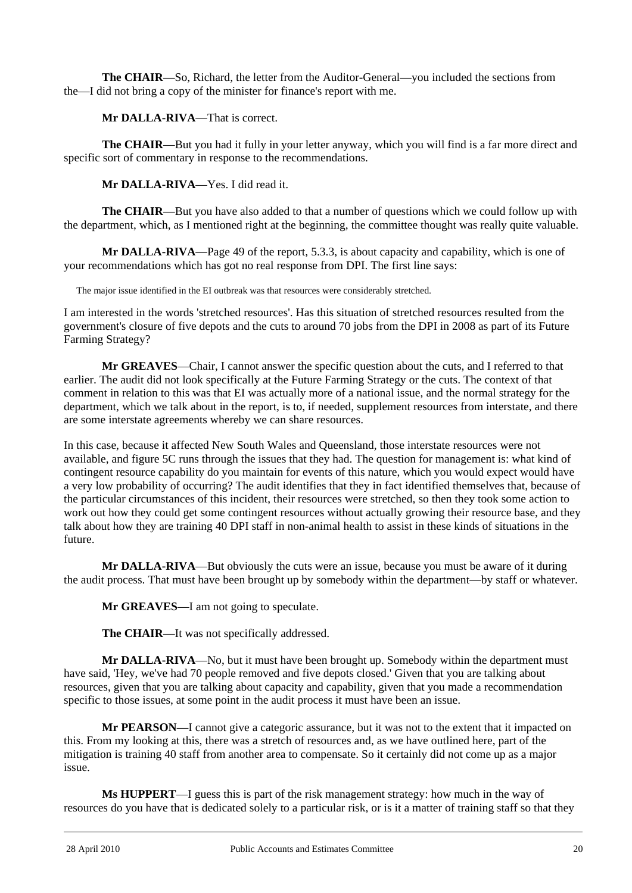**The CHAIR**—So, Richard, the letter from the Auditor-General—you included the sections from the—I did not bring a copy of the minister for finance's report with me.

**Mr DALLA-RIVA**—That is correct.

**The CHAIR**—But you had it fully in your letter anyway, which you will find is a far more direct and specific sort of commentary in response to the recommendations.

**Mr DALLA-RIVA**—Yes. I did read it.

**The CHAIR**—But you have also added to that a number of questions which we could follow up with the department, which, as I mentioned right at the beginning, the committee thought was really quite valuable.

**Mr DALLA-RIVA**—Page 49 of the report, 5.3.3, is about capacity and capability, which is one of your recommendations which has got no real response from DPI. The first line says:

> The major issue identified in the EI outbreak was that resources were considerably stretched.

I am interested in the words 'stretched resources'. Has this situation of stretched resources resulted from the government's closure of five depots and the cuts to around 70 jobs from the DPI in 2008 as part of its Future Farming Strategy?

**Mr GREAVES**—Chair, I cannot answer the specific question about the cuts, and I referred to that earlier. The audit did not look specifically at the Future Farming Strategy or the cuts. The context of that comment in relation to this was that EI was actually more of a national issue, and the normal strategy for the department, which we talk about in the report, is to, if needed, supplement resources from interstate, and there are some interstate agreements whereby we can share resources.

In this case, because it affected New South Wales and Queensland, those interstate resources were not available, and figure 5C runs through the issues that they had. The question for management is: what kind of contingent resource capability do you maintain for events of this nature, which you would expect would have a very low probability of occurring? The audit identifies that they in fact identified themselves that, because of the particular circumstances of this incident, their resources were stretched, so then they took some action to work out how they could get some contingent resources without actually growing their resource base, and they talk about how they are training 40 DPI staff in non-animal health to assist in these kinds of situations in the future.

**Mr DALLA-RIVA**—But obviously the cuts were an issue, because you must be aware of it during the audit process. That must have been brought up by somebody within the department—by staff or whatever.

**Mr GREAVES**—I am not going to speculate.

**The CHAIR**—It was not specifically addressed.

**Mr DALLA-RIVA**—No, but it must have been brought up. Somebody within the department must have said, 'Hey, we've had 70 people removed and five depots closed.' Given that you are talking about resources, given that you are talking about capacity and capability, given that you made a recommendation specific to those issues, at some point in the audit process it must have been an issue.

**Mr PEARSON**—I cannot give a categoric assurance, but it was not to the extent that it impacted on this. From my looking at this, there was a stretch of resources and, as we have outlined here, part of the mitigation is training 40 staff from another area to compensate. So it certainly did not come up as a major issue.

**Ms HUPPERT**—I guess this is part of the risk management strategy: how much in the way of resources do you have that is dedicated solely to a particular risk, or is it a matter of training staff so that they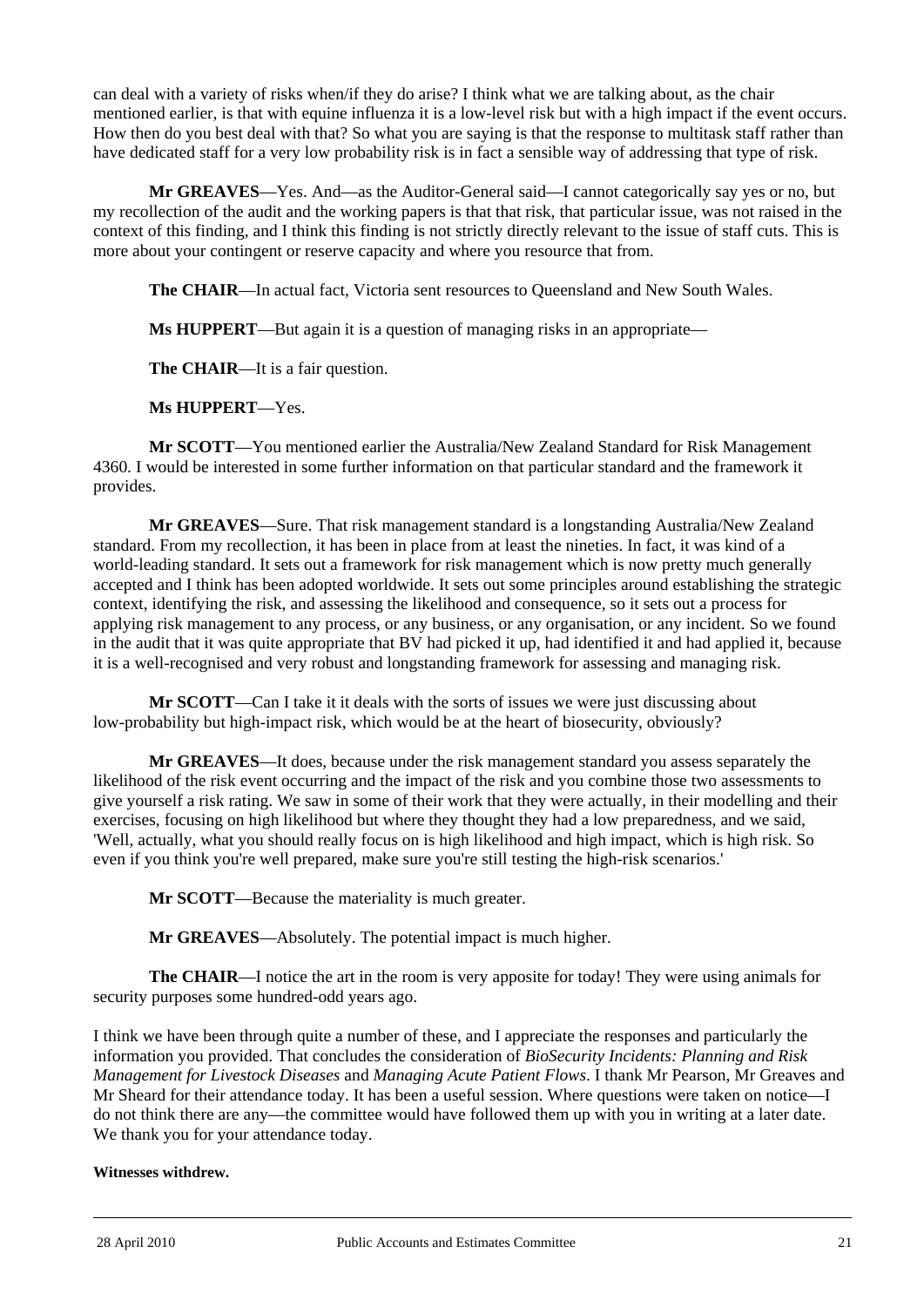can deal with a variety of risks when/if they do arise? I think what we are talking about, as the chair mentioned earlier, is that with equine influenza it is a low-level risk but with a high impact if the event occurs. How then do you best deal with that? So what you are saying is that the response to multitask staff rather than have dedicated staff for a very low probability risk is in fact a sensible way of addressing that type of risk.

**Mr GREAVES**—Yes. And—as the Auditor-General said—I cannot categorically say yes or no, but my recollection of the audit and the working papers is that that risk, that particular issue, was not raised in the context of this finding, and I think this finding is not strictly directly relevant to the issue of staff cuts. This is more about your contingent or reserve capacity and where you resource that from.

**The CHAIR**—In actual fact, Victoria sent resources to Queensland and New South Wales.

**Ms HUPPERT**—But again it is a question of managing risks in an appropriate—

**The CHAIR**—It is a fair question.

**Ms HUPPERT**—Yes.

**Mr SCOTT**—You mentioned earlier the Australia/New Zealand Standard for Risk Management 4360. I would be interested in some further information on that particular standard and the framework it provides.

**Mr GREAVES**—Sure. That risk management standard is a longstanding Australia/New Zealand standard. From my recollection, it has been in place from at least the nineties. In fact, it was kind of a world-leading standard. It sets out a framework for risk management which is now pretty much generally accepted and I think has been adopted worldwide. It sets out some principles around establishing the strategic context, identifying the risk, and assessing the likelihood and consequence, so it sets out a process for applying risk management to any process, or any business, or any organisation, or any incident. So we found in the audit that it was quite appropriate that BV had picked it up, had identified it and had applied it, because it is a well-recognised and very robust and longstanding framework for assessing and managing risk.

**Mr SCOTT**—Can I take it it deals with the sorts of issues we were just discussing about low-probability but high-impact risk, which would be at the heart of biosecurity, obviously?

**Mr GREAVES**—It does, because under the risk management standard you assess separately the likelihood of the risk event occurring and the impact of the risk and you combine those two assessments to give yourself a risk rating. We saw in some of their work that they were actually, in their modelling and their exercises, focusing on high likelihood but where they thought they had a low preparedness, and we said, 'Well, actually, what you should really focus on is high likelihood and high impact, which is high risk. So even if you think you're well prepared, make sure you're still testing the high-risk scenarios.'

**Mr SCOTT**—Because the materiality is much greater.

**Mr GREAVES**—Absolutely. The potential impact is much higher.

**The CHAIR**—I notice the art in the room is very apposite for today! They were using animals for security purposes some hundred-odd years ago.

I think we have been through quite a number of these, and I appreciate the responses and particularly the information you provided. That concludes the consideration of *BioSecurity Incidents: Planning and Risk Management for Livestock Diseases* and *Managing Acute Patient Flows*. I thank Mr Pearson, Mr Greaves and Mr Sheard for their attendance today. It has been a useful session. Where questions were taken on notice—I do not think there are any—the committee would have followed them up with you in writing at a later date. We thank you for your attendance today.

**Witnesses withdrew.**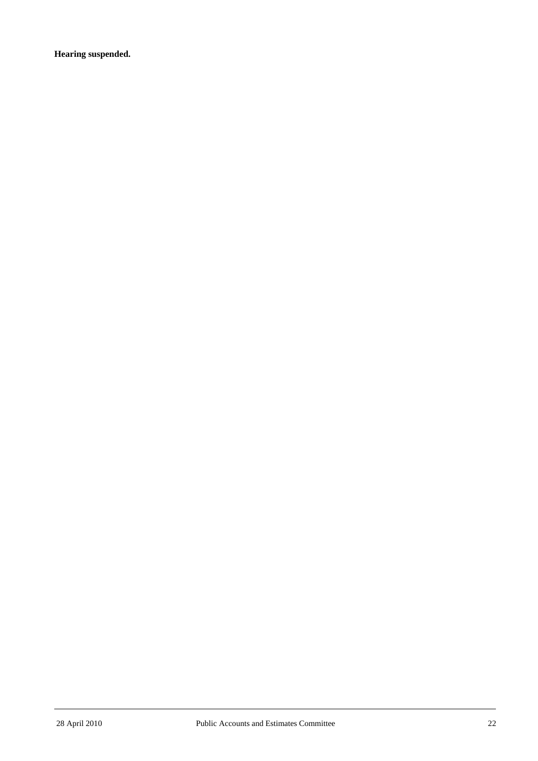**Hearing suspended.**